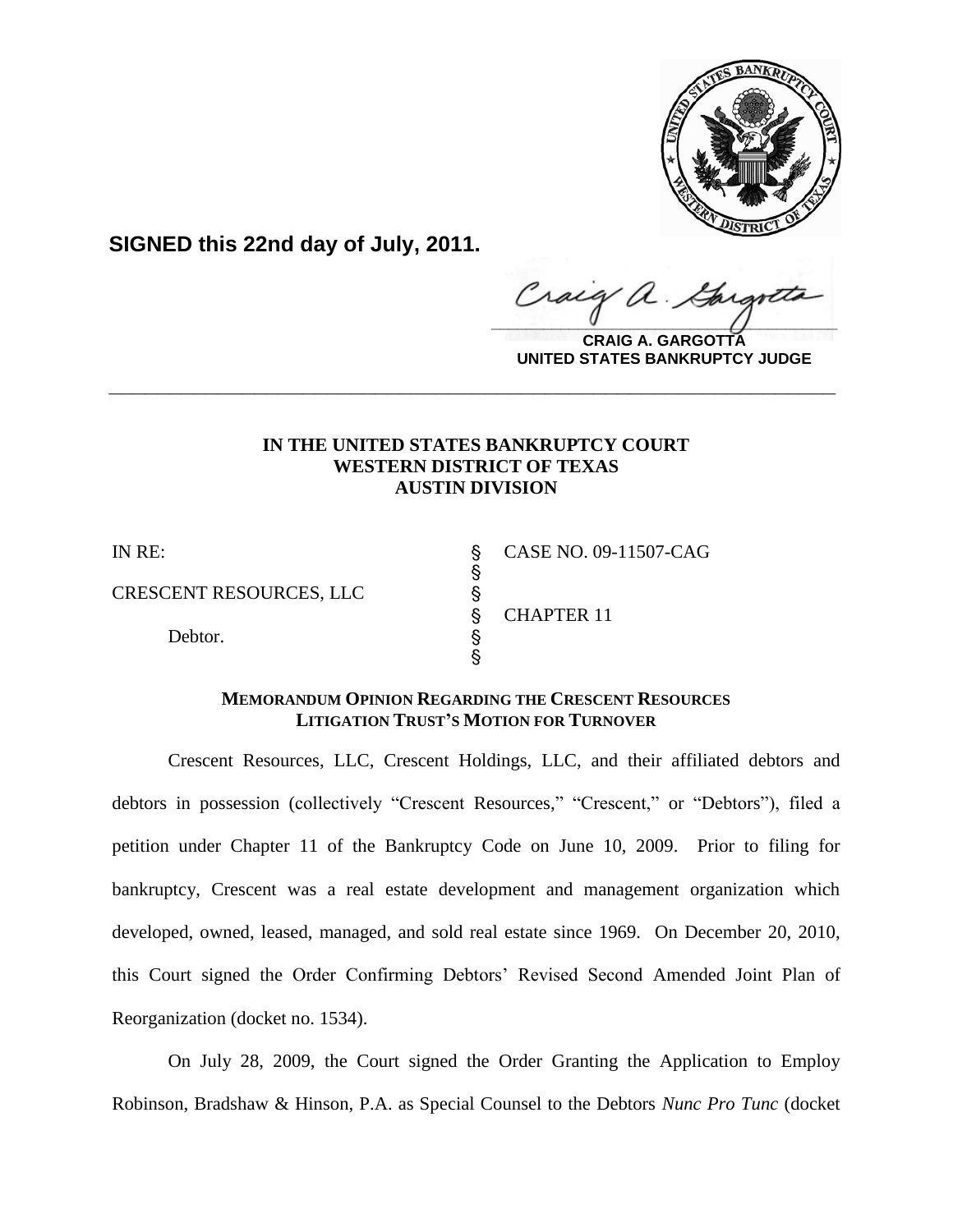**SIGNED this 22nd day of July, 2011.**

**CRAIG A. GARGOTTA**
**UNITED STATES BANKRUPTCY JUDGE**

---

**IN THE UNITED STATES BANKRUPTCY COURT**
**WESTERN DISTRICT OF TEXAS**
**AUSTIN DIVISION**

| | | |
|---|---|---|
| IN RE: | § | CASE NO. 09-11507-CAG |
| | § | |
| CRESCENT RESOURCES, LLC | § | |
| | § | CHAPTER 11 |
| Debtor. | § | |
| | § | |

**MEMORANDUM OPINION REGARDING THE CRESCENT RESOURCES LITIGATION TRUST'S MOTION FOR TURNOVER**

Crescent Resources, LLC, Crescent Holdings, LLC, and their affiliated debtors and debtors in possession (collectively "Crescent Resources," "Crescent," or "Debtors"), filed a petition under Chapter 11 of the Bankruptcy Code on June 10, 2009. Prior to filing for bankruptcy, Crescent was a real estate development and management organization which developed, owned, leased, managed, and sold real estate since 1969. On December 20, 2010, this Court signed the Order Confirming Debtors' Revised Second Amended Joint Plan of Reorganization (docket no. 1534).

On July 28, 2009, the Court signed the Order Granting the Application to Employ Robinson, Bradshaw & Hinson, P.A. as Special Counsel to the Debtors *Nunc Pro Tunc* (docket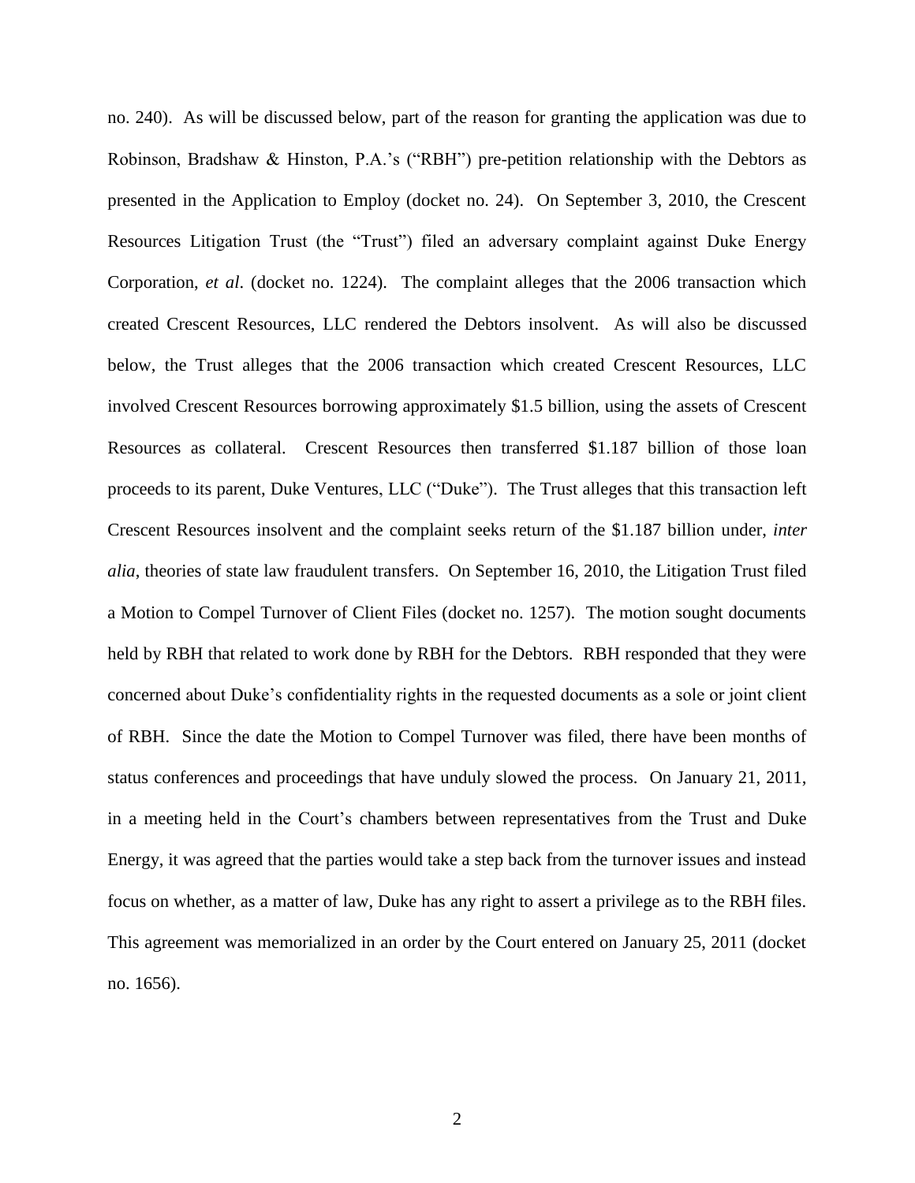no. 240). As will be discussed below, part of the reason for granting the application was due to Robinson, Bradshaw & Hinston, P.A.'s ("RBH") pre-petition relationship with the Debtors as presented in the Application to Employ (docket no. 24). On September 3, 2010, the Crescent Resources Litigation Trust (the "Trust") filed an adversary complaint against Duke Energy Corporation, *et al*. (docket no. 1224). The complaint alleges that the 2006 transaction which created Crescent Resources, LLC rendered the Debtors insolvent. As will also be discussed below, the Trust alleges that the 2006 transaction which created Crescent Resources, LLC involved Crescent Resources borrowing approximately $1.5 billion, using the assets of Crescent Resources as collateral. Crescent Resources then transferred $1.187 billion of those loan proceeds to its parent, Duke Ventures, LLC ("Duke"). The Trust alleges that this transaction left Crescent Resources insolvent and the complaint seeks return of the $1.187 billion under, *inter alia*, theories of state law fraudulent transfers. On September 16, 2010, the Litigation Trust filed a Motion to Compel Turnover of Client Files (docket no. 1257). The motion sought documents held by RBH that related to work done by RBH for the Debtors. RBH responded that they were concerned about Duke's confidentiality rights in the requested documents as a sole or joint client of RBH. Since the date the Motion to Compel Turnover was filed, there have been months of status conferences and proceedings that have unduly slowed the process. On January 21, 2011, in a meeting held in the Court's chambers between representatives from the Trust and Duke Energy, it was agreed that the parties would take a step back from the turnover issues and instead focus on whether, as a matter of law, Duke has any right to assert a privilege as to the RBH files. This agreement was memorialized in an order by the Court entered on January 25, 2011 (docket no. 1656).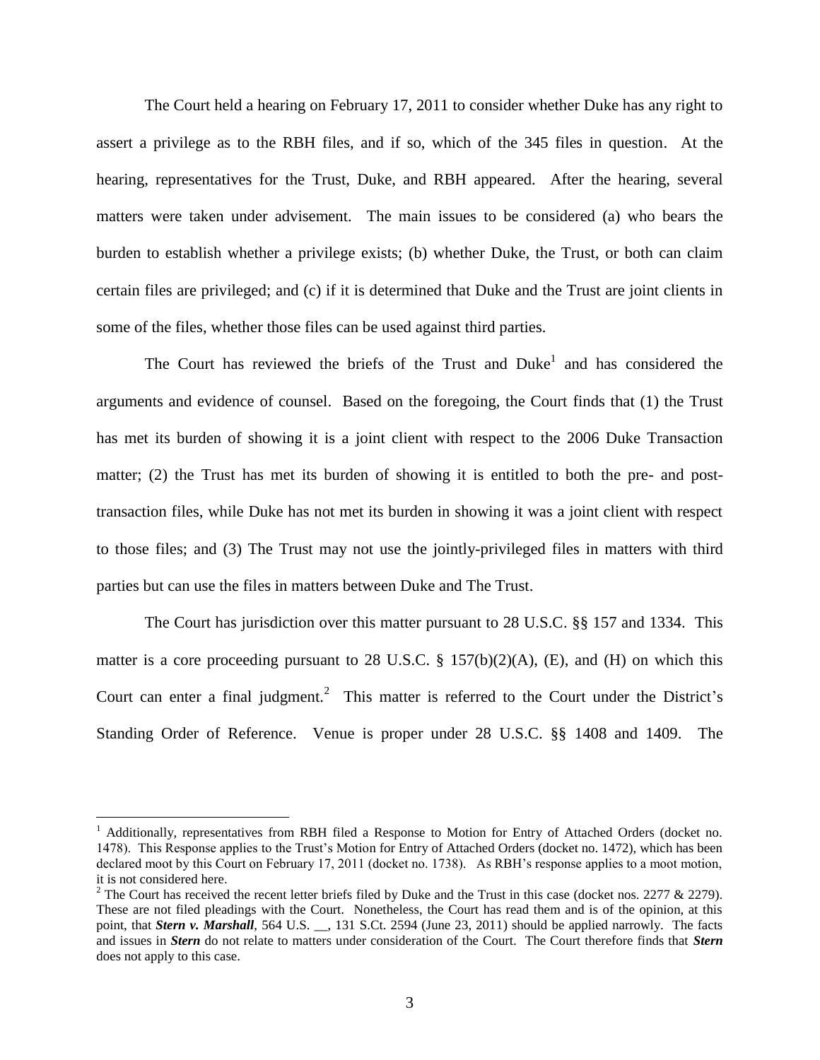The Court held a hearing on February 17, 2011 to consider whether Duke has any right to assert a privilege as to the RBH files, and if so, which of the 345 files in question. At the hearing, representatives for the Trust, Duke, and RBH appeared. After the hearing, several matters were taken under advisement. The main issues to be considered (a) who bears the burden to establish whether a privilege exists; (b) whether Duke, the Trust, or both can claim certain files are privileged; and (c) if it is determined that Duke and the Trust are joint clients in some of the files, whether those files can be used against third parties.

The Court has reviewed the briefs of the Trust and Duke[1] and has considered the arguments and evidence of counsel. Based on the foregoing, the Court finds that (1) the Trust has met its burden of showing it is a joint client with respect to the 2006 Duke Transaction matter; (2) the Trust has met its burden of showing it is entitled to both the pre- and post-transaction files, while Duke has not met its burden in showing it was a joint client with respect to those files; and (3) The Trust may not use the jointly-privileged files in matters with third parties but can use the files in matters between Duke and The Trust.

The Court has jurisdiction over this matter pursuant to 28 U.S.C. §§ 157 and 1334. This matter is a core proceeding pursuant to 28 U.S.C. § 157(b)(2)(A), (E), and (H) on which this Court can enter a final judgment.[2] This matter is referred to the Court under the District's Standing Order of Reference. Venue is proper under 28 U.S.C. §§ 1408 and 1409. The

[1] Additionally, representatives from RBH filed a Response to Motion for Entry of Attached Orders (docket no. 1478). This Response applies to the Trust's Motion for Entry of Attached Orders (docket no. 1472), which has been declared moot by this Court on February 17, 2011 (docket no. 1738). As RBH's response applies to a moot motion, it is not considered here.

[2] The Court has received the recent letter briefs filed by Duke and the Trust in this case (docket nos. 2277 & 2279). These are not filed pleadings with the Court. Nonetheless, the Court has read them and is of the opinion, at this point, that ***Stern v. Marshall***, 564 U.S. __, 131 S.Ct. 2594 (June 23, 2011) should be applied narrowly. The facts and issues in ***Stern*** do not relate to matters under consideration of the Court. The Court therefore finds that ***Stern*** does not apply to this case.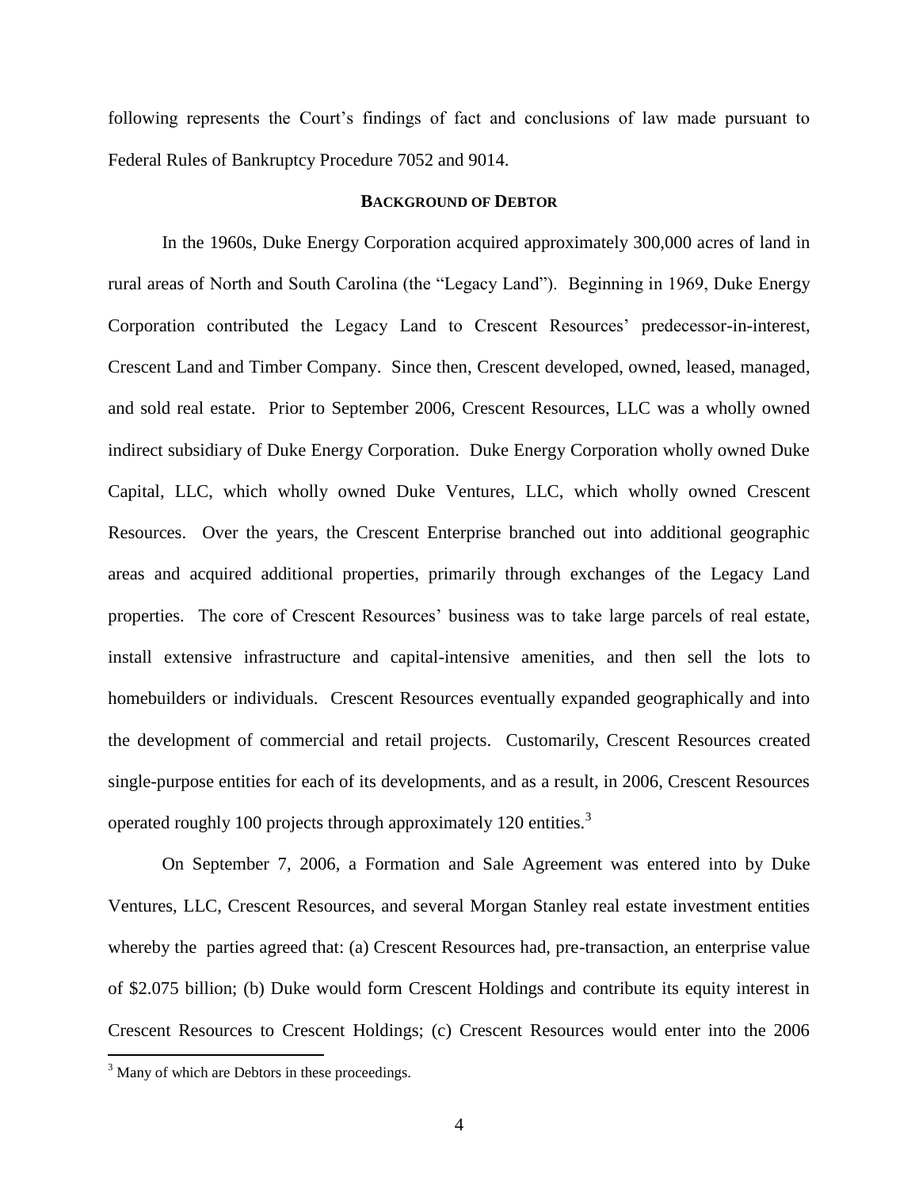following represents the Court's findings of fact and conclusions of law made pursuant to Federal Rules of Bankruptcy Procedure 7052 and 9014.

## BACKGROUND OF DEBTOR

In the 1960s, Duke Energy Corporation acquired approximately 300,000 acres of land in rural areas of North and South Carolina (the "Legacy Land"). Beginning in 1969, Duke Energy Corporation contributed the Legacy Land to Crescent Resources' predecessor-in-interest, Crescent Land and Timber Company. Since then, Crescent developed, owned, leased, managed, and sold real estate. Prior to September 2006, Crescent Resources, LLC was a wholly owned indirect subsidiary of Duke Energy Corporation. Duke Energy Corporation wholly owned Duke Capital, LLC, which wholly owned Duke Ventures, LLC, which wholly owned Crescent Resources. Over the years, the Crescent Enterprise branched out into additional geographic areas and acquired additional properties, primarily through exchanges of the Legacy Land properties. The core of Crescent Resources' business was to take large parcels of real estate, install extensive infrastructure and capital-intensive amenities, and then sell the lots to homebuilders or individuals. Crescent Resources eventually expanded geographically and into the development of commercial and retail projects. Customarily, Crescent Resources created single-purpose entities for each of its developments, and as a result, in 2006, Crescent Resources operated roughly 100 projects through approximately 120 entities.[3]

On September 7, 2006, a Formation and Sale Agreement was entered into by Duke Ventures, LLC, Crescent Resources, and several Morgan Stanley real estate investment entities whereby the parties agreed that: (a) Crescent Resources had, pre-transaction, an enterprise value of $2.075 billion; (b) Duke would form Crescent Holdings and contribute its equity interest in Crescent Resources to Crescent Holdings; (c) Crescent Resources would enter into the 2006

[3] Many of which are Debtors in these proceedings.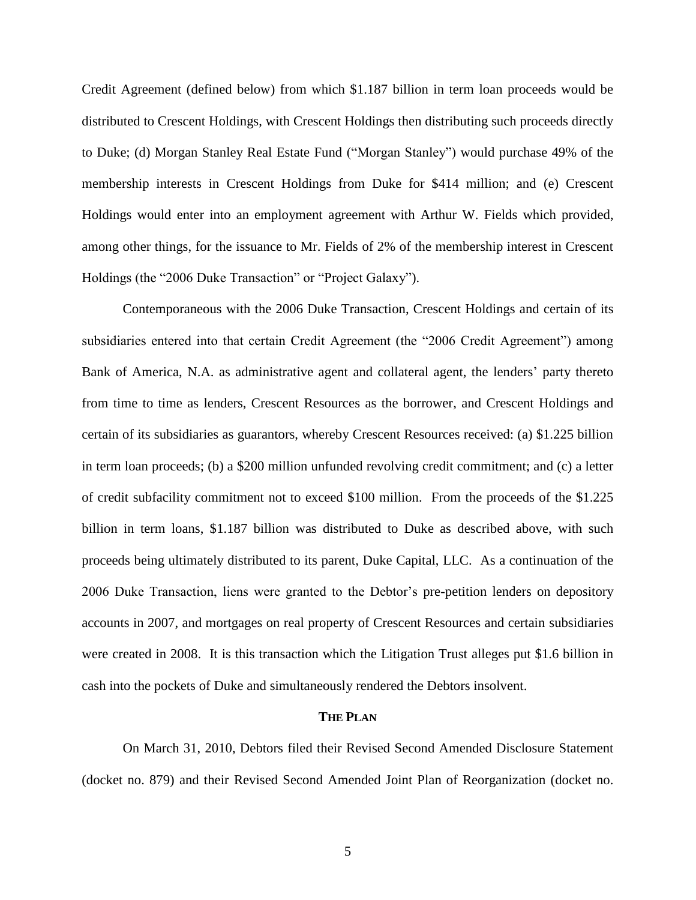Credit Agreement (defined below) from which $1.187 billion in term loan proceeds would be distributed to Crescent Holdings, with Crescent Holdings then distributing such proceeds directly to Duke; (d) Morgan Stanley Real Estate Fund ("Morgan Stanley") would purchase 49% of the membership interests in Crescent Holdings from Duke for $414 million; and (e) Crescent Holdings would enter into an employment agreement with Arthur W. Fields which provided, among other things, for the issuance to Mr. Fields of 2% of the membership interest in Crescent Holdings (the "2006 Duke Transaction" or "Project Galaxy").

Contemporaneous with the 2006 Duke Transaction, Crescent Holdings and certain of its subsidiaries entered into that certain Credit Agreement (the "2006 Credit Agreement") among Bank of America, N.A. as administrative agent and collateral agent, the lenders' party thereto from time to time as lenders, Crescent Resources as the borrower, and Crescent Holdings and certain of its subsidiaries as guarantors, whereby Crescent Resources received: (a) $1.225 billion in term loan proceeds; (b) a $200 million unfunded revolving credit commitment; and (c) a letter of credit subfacility commitment not to exceed $100 million. From the proceeds of the $1.225 billion in term loans, $1.187 billion was distributed to Duke as described above, with such proceeds being ultimately distributed to its parent, Duke Capital, LLC. As a continuation of the 2006 Duke Transaction, liens were granted to the Debtor's pre-petition lenders on depository accounts in 2007, and mortgages on real property of Crescent Resources and certain subsidiaries were created in 2008. It is this transaction which the Litigation Trust alleges put $1.6 billion in cash into the pockets of Duke and simultaneously rendered the Debtors insolvent.

## THE PLAN

On March 31, 2010, Debtors filed their Revised Second Amended Disclosure Statement (docket no. 879) and their Revised Second Amended Joint Plan of Reorganization (docket no.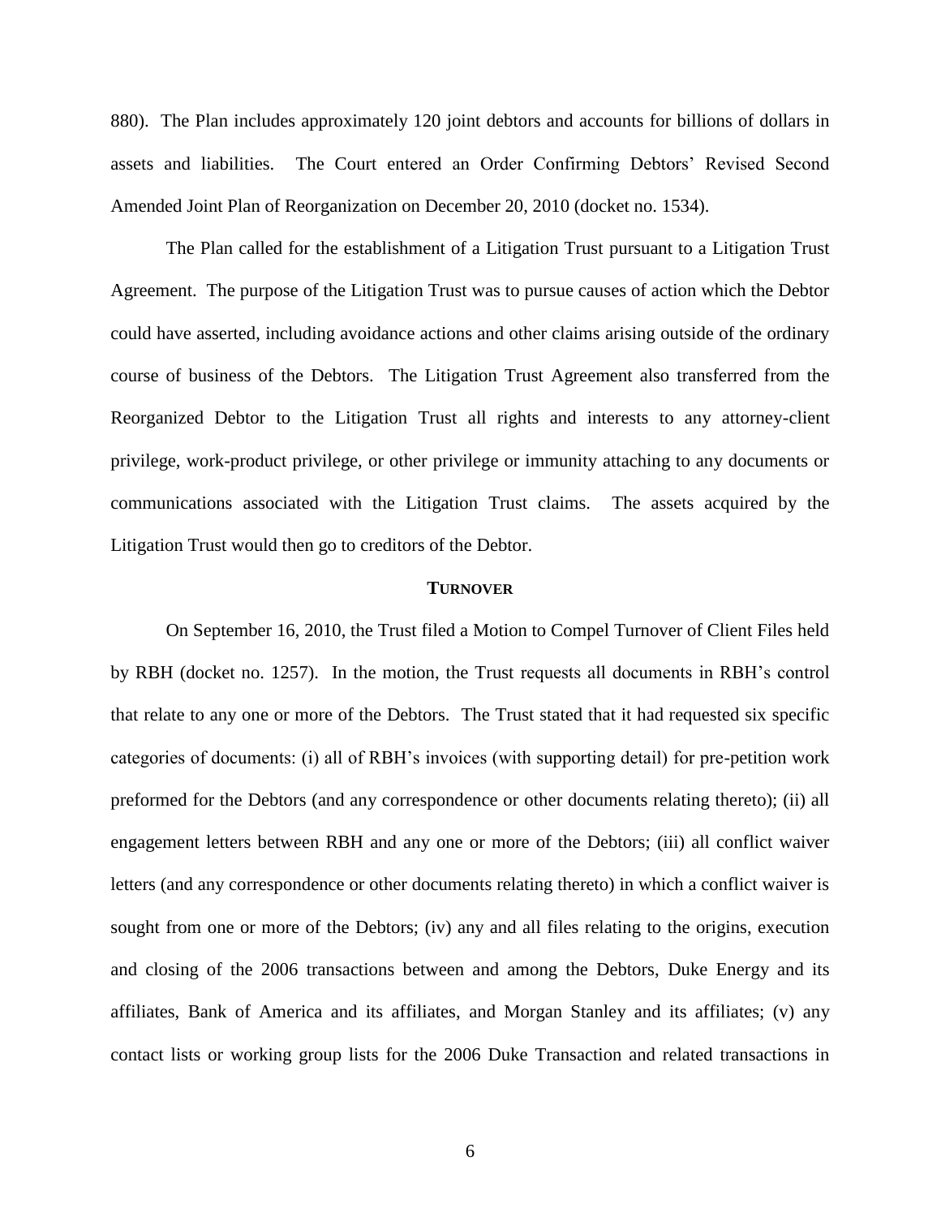880). The Plan includes approximately 120 joint debtors and accounts for billions of dollars in assets and liabilities. The Court entered an Order Confirming Debtors' Revised Second Amended Joint Plan of Reorganization on December 20, 2010 (docket no. 1534).

The Plan called for the establishment of a Litigation Trust pursuant to a Litigation Trust Agreement. The purpose of the Litigation Trust was to pursue causes of action which the Debtor could have asserted, including avoidance actions and other claims arising outside of the ordinary course of business of the Debtors. The Litigation Trust Agreement also transferred from the Reorganized Debtor to the Litigation Trust all rights and interests to any attorney-client privilege, work-product privilege, or other privilege or immunity attaching to any documents or communications associated with the Litigation Trust claims. The assets acquired by the Litigation Trust would then go to creditors of the Debtor.

## TURNOVER

On September 16, 2010, the Trust filed a Motion to Compel Turnover of Client Files held by RBH (docket no. 1257). In the motion, the Trust requests all documents in RBH's control that relate to any one or more of the Debtors. The Trust stated that it had requested six specific categories of documents: (i) all of RBH's invoices (with supporting detail) for pre-petition work preformed for the Debtors (and any correspondence or other documents relating thereto); (ii) all engagement letters between RBH and any one or more of the Debtors; (iii) all conflict waiver letters (and any correspondence or other documents relating thereto) in which a conflict waiver is sought from one or more of the Debtors; (iv) any and all files relating to the origins, execution and closing of the 2006 transactions between and among the Debtors, Duke Energy and its affiliates, Bank of America and its affiliates, and Morgan Stanley and its affiliates; (v) any contact lists or working group lists for the 2006 Duke Transaction and related transactions in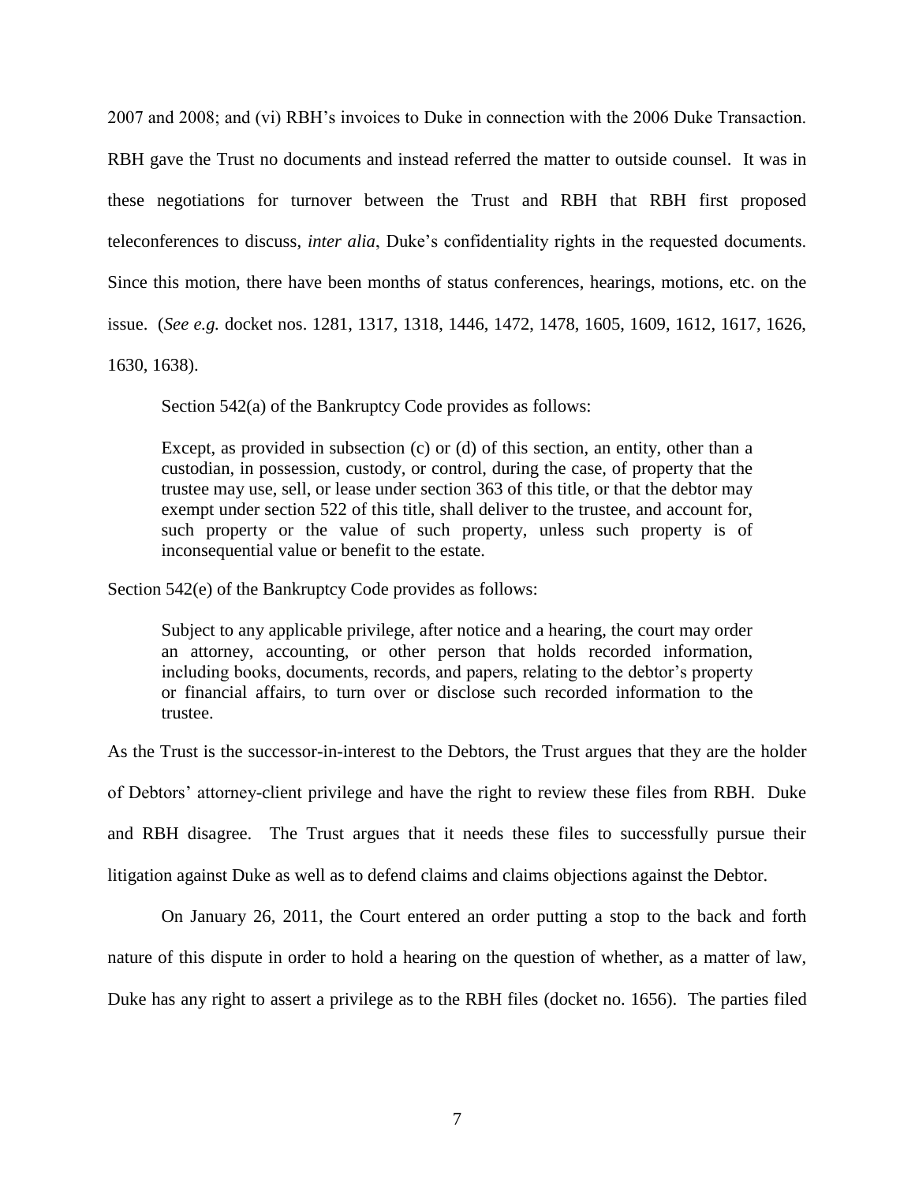2007 and 2008; and (vi) RBH's invoices to Duke in connection with the 2006 Duke Transaction. RBH gave the Trust no documents and instead referred the matter to outside counsel. It was in these negotiations for turnover between the Trust and RBH that RBH first proposed teleconferences to discuss, *inter alia*, Duke's confidentiality rights in the requested documents. Since this motion, there have been months of status conferences, hearings, motions, etc. on the issue. (*See e.g.* docket nos. 1281, 1317, 1318, 1446, 1472, 1478, 1605, 1609, 1612, 1617, 1626, 1630, 1638).

Section 542(a) of the Bankruptcy Code provides as follows:

> Except, as provided in subsection (c) or (d) of this section, an entity, other than a custodian, in possession, custody, or control, during the case, of property that the trustee may use, sell, or lease under section 363 of this title, or that the debtor may exempt under section 522 of this title, shall deliver to the trustee, and account for, such property or the value of such property, unless such property is of inconsequential value or benefit to the estate.

Section 542(e) of the Bankruptcy Code provides as follows:

> Subject to any applicable privilege, after notice and a hearing, the court may order an attorney, accounting, or other person that holds recorded information, including books, documents, records, and papers, relating to the debtor's property or financial affairs, to turn over or disclose such recorded information to the trustee.

As the Trust is the successor-in-interest to the Debtors, the Trust argues that they are the holder of Debtors' attorney-client privilege and have the right to review these files from RBH. Duke and RBH disagree. The Trust argues that it needs these files to successfully pursue their litigation against Duke as well as to defend claims and claims objections against the Debtor.

On January 26, 2011, the Court entered an order putting a stop to the back and forth nature of this dispute in order to hold a hearing on the question of whether, as a matter of law, Duke has any right to assert a privilege as to the RBH files (docket no. 1656). The parties filed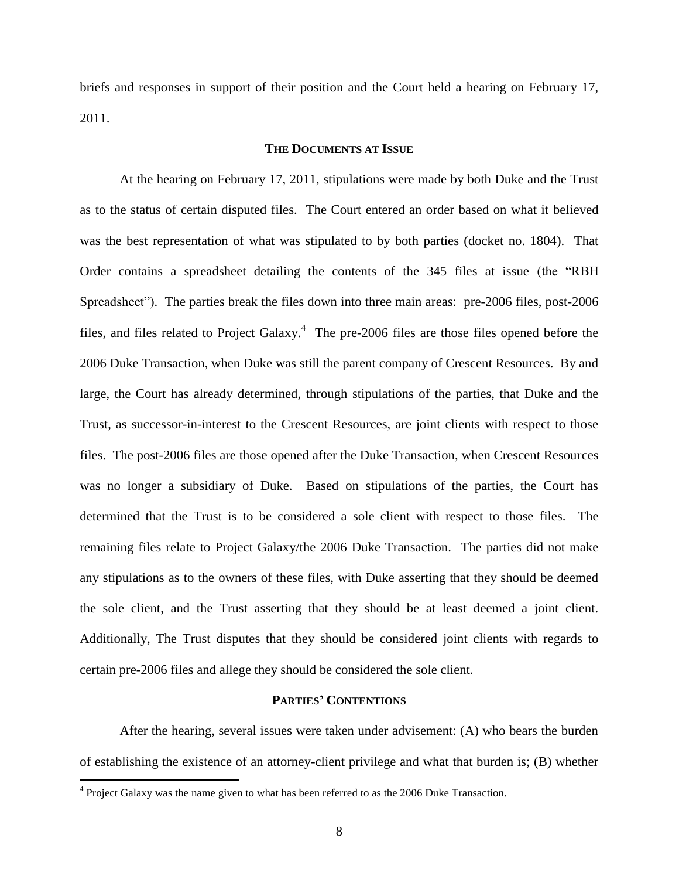briefs and responses in support of their position and the Court held a hearing on February 17, 2011.

## THE DOCUMENTS AT ISSUE

At the hearing on February 17, 2011, stipulations were made by both Duke and the Trust as to the status of certain disputed files. The Court entered an order based on what it believed was the best representation of what was stipulated to by both parties (docket no. 1804). That Order contains a spreadsheet detailing the contents of the 345 files at issue (the "RBH Spreadsheet"). The parties break the files down into three main areas: pre-2006 files, post-2006 files, and files related to Project Galaxy.[4] The pre-2006 files are those files opened before the 2006 Duke Transaction, when Duke was still the parent company of Crescent Resources. By and large, the Court has already determined, through stipulations of the parties, that Duke and the Trust, as successor-in-interest to the Crescent Resources, are joint clients with respect to those files. The post-2006 files are those opened after the Duke Transaction, when Crescent Resources was no longer a subsidiary of Duke. Based on stipulations of the parties, the Court has determined that the Trust is to be considered a sole client with respect to those files. The remaining files relate to Project Galaxy/the 2006 Duke Transaction. The parties did not make any stipulations as to the owners of these files, with Duke asserting that they should be deemed the sole client, and the Trust asserting that they should be at least deemed a joint client. Additionally, The Trust disputes that they should be considered joint clients with regards to certain pre-2006 files and allege they should be considered the sole client.

## PARTIES' CONTENTIONS

After the hearing, several issues were taken under advisement: (A) who bears the burden of establishing the existence of an attorney-client privilege and what that burden is; (B) whether

[4] Project Galaxy was the name given to what has been referred to as the 2006 Duke Transaction.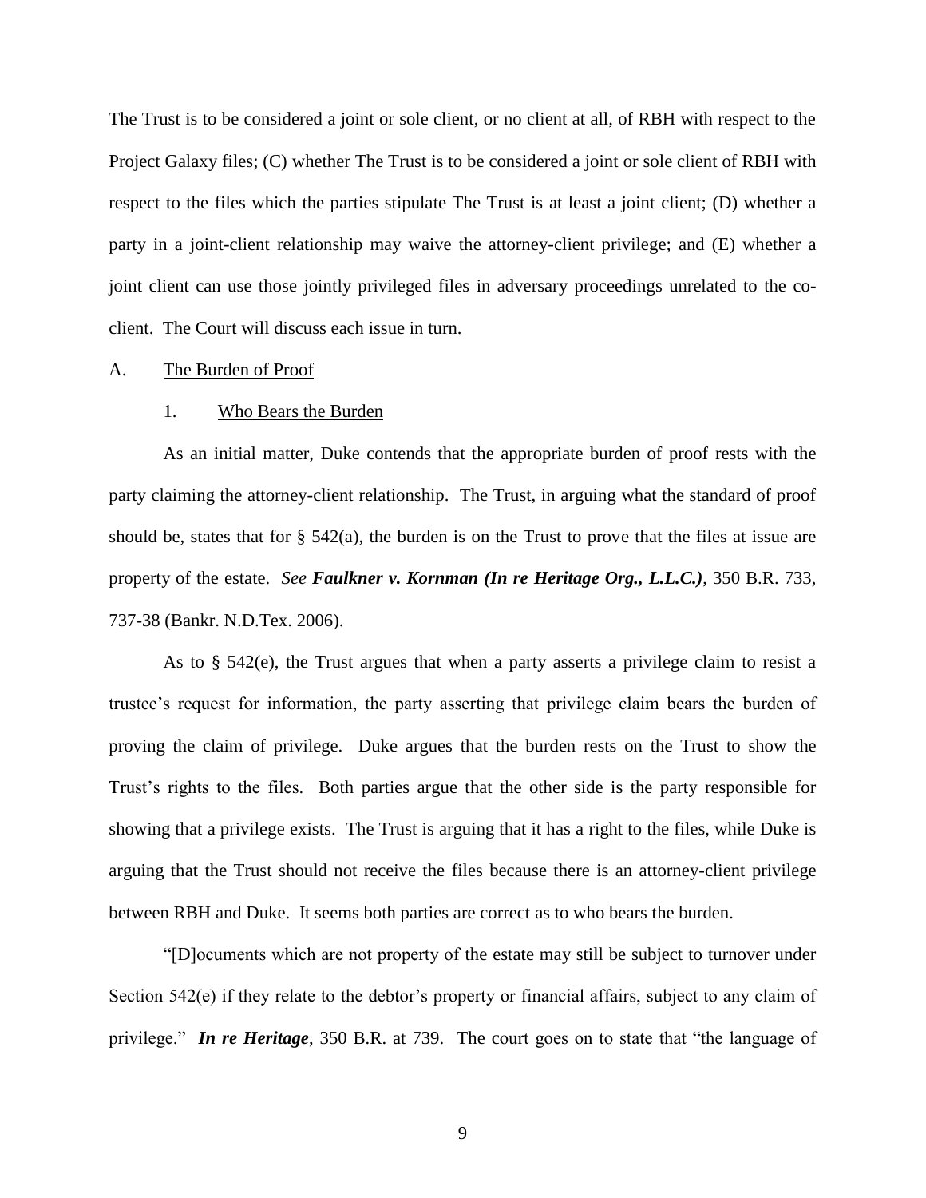The Trust is to be considered a joint or sole client, or no client at all, of RBH with respect to the Project Galaxy files; (C) whether The Trust is to be considered a joint or sole client of RBH with respect to the files which the parties stipulate The Trust is at least a joint client; (D) whether a party in a joint-client relationship may waive the attorney-client privilege; and (E) whether a joint client can use those jointly privileged files in adversary proceedings unrelated to the co-client. The Court will discuss each issue in turn.

A. <u>The Burden of Proof</u>

1. <u>Who Bears the Burden</u>

As an initial matter, Duke contends that the appropriate burden of proof rests with the party claiming the attorney-client relationship. The Trust, in arguing what the standard of proof should be, states that for § 542(a), the burden is on the Trust to prove that the files at issue are property of the estate. *See* ***Faulkner v. Kornman (In re Heritage Org., L.L.C.)***, 350 B.R. 733, 737-38 (Bankr. N.D.Tex. 2006).

As to § 542(e), the Trust argues that when a party asserts a privilege claim to resist a trustee's request for information, the party asserting that privilege claim bears the burden of proving the claim of privilege. Duke argues that the burden rests on the Trust to show the Trust's rights to the files. Both parties argue that the other side is the party responsible for showing that a privilege exists. The Trust is arguing that it has a right to the files, while Duke is arguing that the Trust should not receive the files because there is an attorney-client privilege between RBH and Duke. It seems both parties are correct as to who bears the burden.

"[D]ocuments which are not property of the estate may still be subject to turnover under Section 542(e) if they relate to the debtor's property or financial affairs, subject to any claim of privilege." ***In re Heritage***, 350 B.R. at 739. The court goes on to state that "the language of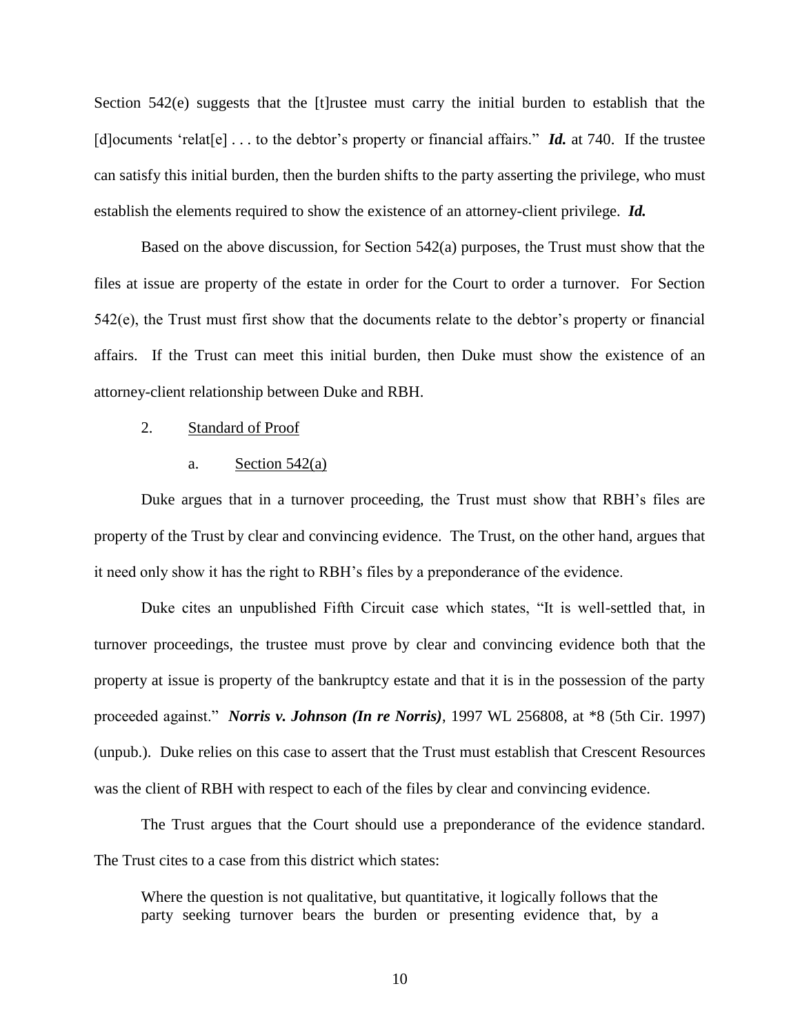Section 542(e) suggests that the [t]rustee must carry the initial burden to establish that the [d]ocuments 'relat[e] . . . to the debtor's property or financial affairs." ***Id.*** at 740. If the trustee can satisfy this initial burden, then the burden shifts to the party asserting the privilege, who must establish the elements required to show the existence of an attorney-client privilege. ***Id.***

Based on the above discussion, for Section 542(a) purposes, the Trust must show that the files at issue are property of the estate in order for the Court to order a turnover. For Section 542(e), the Trust must first show that the documents relate to the debtor's property or financial affairs. If the Trust can meet this initial burden, then Duke must show the existence of an attorney-client relationship between Duke and RBH.

2. Standard of Proof

a. Section 542(a)

Duke argues that in a turnover proceeding, the Trust must show that RBH's files are property of the Trust by clear and convincing evidence. The Trust, on the other hand, argues that it need only show it has the right to RBH's files by a preponderance of the evidence.

Duke cites an unpublished Fifth Circuit case which states, "It is well-settled that, in turnover proceedings, the trustee must prove by clear and convincing evidence both that the property at issue is property of the bankruptcy estate and that it is in the possession of the party proceeded against." ***Norris v. Johnson (In re Norris)***, 1997 WL 256808, at *8 (5th Cir. 1997) (unpub.). Duke relies on this case to assert that the Trust must establish that Crescent Resources was the client of RBH with respect to each of the files by clear and convincing evidence.

The Trust argues that the Court should use a preponderance of the evidence standard. The Trust cites to a case from this district which states:

> Where the question is not qualitative, but quantitative, it logically follows that the party seeking turnover bears the burden or presenting evidence that, by a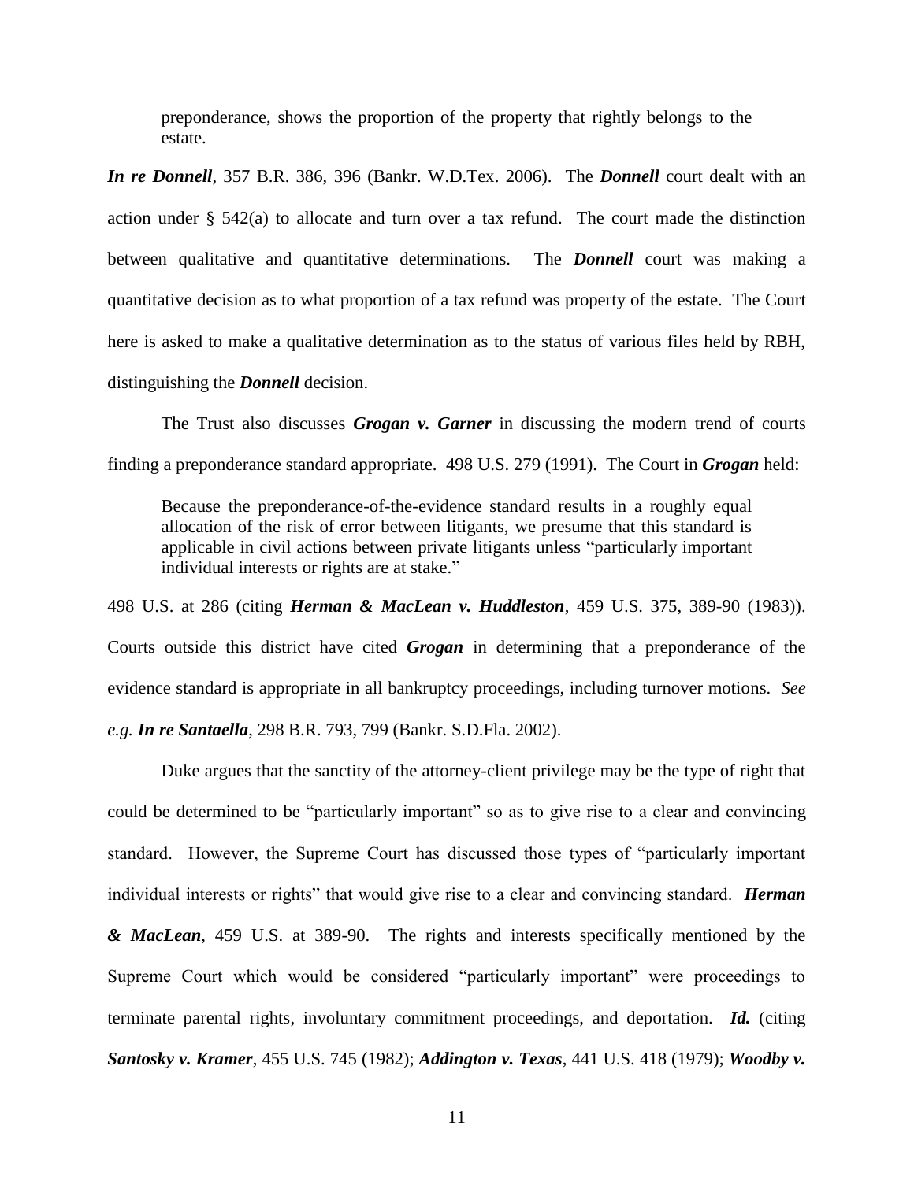> preponderance, shows the proportion of the property that rightly belongs to the estate.

***In re Donnell***, 357 B.R. 386, 396 (Bankr. W.D.Tex. 2006). The ***Donnell*** court dealt with an action under § 542(a) to allocate and turn over a tax refund. The court made the distinction between qualitative and quantitative determinations. The ***Donnell*** court was making a quantitative decision as to what proportion of a tax refund was property of the estate. The Court here is asked to make a qualitative determination as to the status of various files held by RBH, distinguishing the ***Donnell*** decision.

The Trust also discusses ***Grogan v. Garner*** in discussing the modern trend of courts finding a preponderance standard appropriate. 498 U.S. 279 (1991). The Court in ***Grogan*** held:

> Because the preponderance-of-the-evidence standard results in a roughly equal allocation of the risk of error between litigants, we presume that this standard is applicable in civil actions between private litigants unless "particularly important individual interests or rights are at stake."

498 U.S. at 286 (citing ***Herman & MacLean v. Huddleston***, 459 U.S. 375, 389-90 (1983)). Courts outside this district have cited ***Grogan*** in determining that a preponderance of the evidence standard is appropriate in all bankruptcy proceedings, including turnover motions. *See e.g.* ***In re Santaella***, 298 B.R. 793, 799 (Bankr. S.D.Fla. 2002).

Duke argues that the sanctity of the attorney-client privilege may be the type of right that could be determined to be "particularly important" so as to give rise to a clear and convincing standard. However, the Supreme Court has discussed those types of "particularly important individual interests or rights" that would give rise to a clear and convincing standard. ***Herman & MacLean***, 459 U.S. at 389-90. The rights and interests specifically mentioned by the Supreme Court which would be considered "particularly important" were proceedings to terminate parental rights, involuntary commitment proceedings, and deportation. ***Id.*** (citing ***Santosky v. Kramer***, 455 U.S. 745 (1982); ***Addington v. Texas***, 441 U.S. 418 (1979); ***Woodby v.***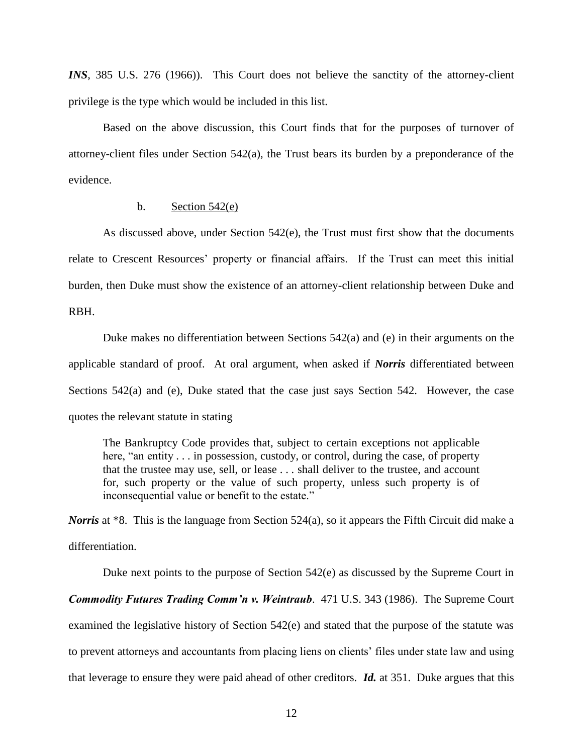***INS***, 385 U.S. 276 (1966)). This Court does not believe the sanctity of the attorney-client privilege is the type which would be included in this list.

Based on the above discussion, this Court finds that for the purposes of turnover of attorney-client files under Section 542(a), the Trust bears its burden by a preponderance of the evidence.

b. Section 542(e)

As discussed above, under Section 542(e), the Trust must first show that the documents relate to Crescent Resources' property or financial affairs. If the Trust can meet this initial burden, then Duke must show the existence of an attorney-client relationship between Duke and RBH.

Duke makes no differentiation between Sections 542(a) and (e) in their arguments on the applicable standard of proof. At oral argument, when asked if ***Norris*** differentiated between Sections 542(a) and (e), Duke stated that the case just says Section 542. However, the case quotes the relevant statute in stating

> The Bankruptcy Code provides that, subject to certain exceptions not applicable here, "an entity . . . in possession, custody, or control, during the case, of property that the trustee may use, sell, or lease . . . shall deliver to the trustee, and account for, such property or the value of such property, unless such property is of inconsequential value or benefit to the estate."

***Norris*** at *8. This is the language from Section 524(a), so it appears the Fifth Circuit did make a differentiation.

Duke next points to the purpose of Section 542(e) as discussed by the Supreme Court in ***Commodity Futures Trading Comm'n v. Weintraub***. 471 U.S. 343 (1986). The Supreme Court examined the legislative history of Section 542(e) and stated that the purpose of the statute was to prevent attorneys and accountants from placing liens on clients' files under state law and using that leverage to ensure they were paid ahead of other creditors. ***Id.*** at 351. Duke argues that this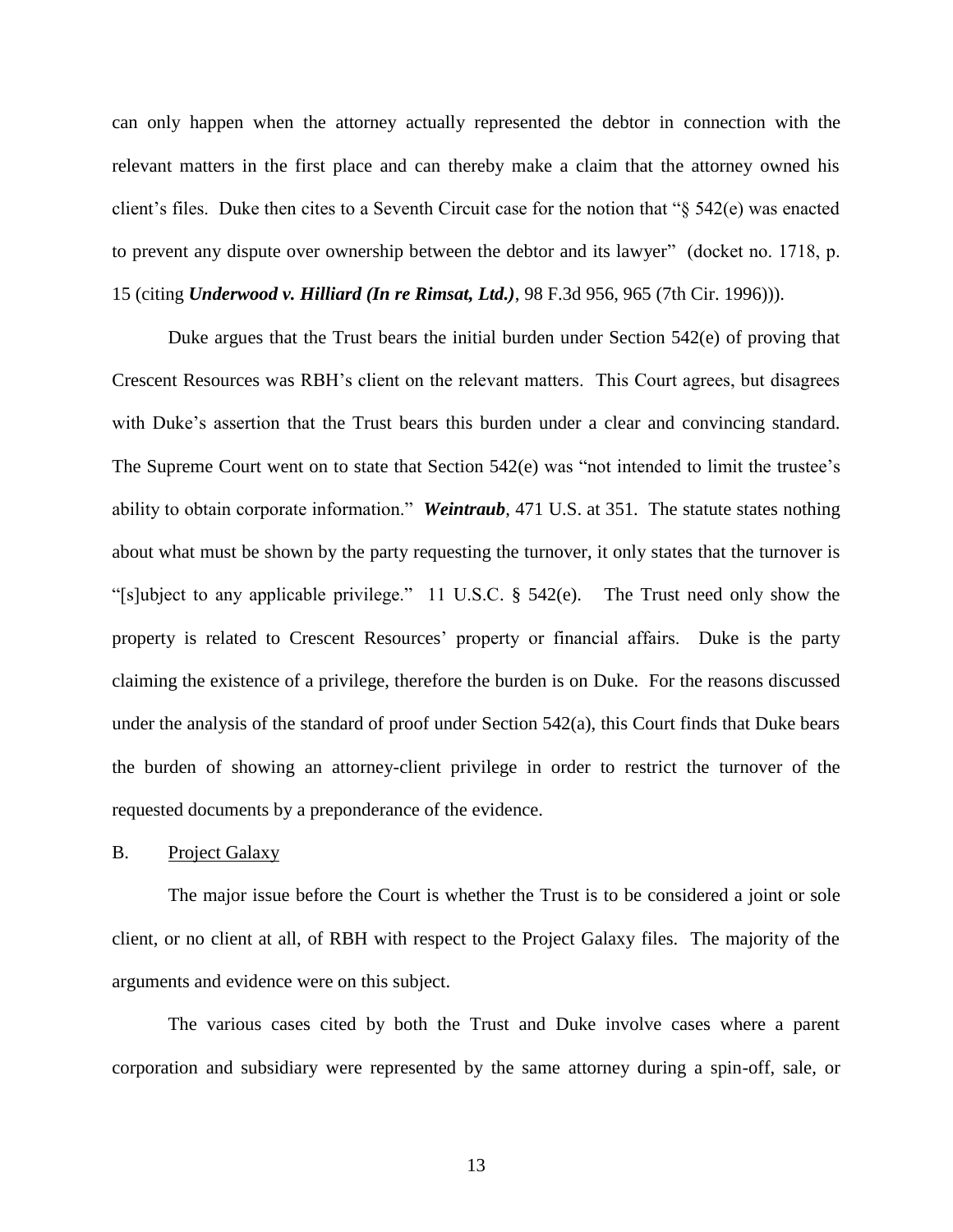can only happen when the attorney actually represented the debtor in connection with the relevant matters in the first place and can thereby make a claim that the attorney owned his client's files. Duke then cites to a Seventh Circuit case for the notion that "§ 542(e) was enacted to prevent any dispute over ownership between the debtor and its lawyer" (docket no. 1718, p. 15 (citing ***Underwood v. Hilliard (In re Rimsat, Ltd.)***, 98 F.3d 956, 965 (7th Cir. 1996))).

Duke argues that the Trust bears the initial burden under Section 542(e) of proving that Crescent Resources was RBH's client on the relevant matters. This Court agrees, but disagrees with Duke's assertion that the Trust bears this burden under a clear and convincing standard. The Supreme Court went on to state that Section 542(e) was "not intended to limit the trustee's ability to obtain corporate information." ***Weintraub***, 471 U.S. at 351. The statute states nothing about what must be shown by the party requesting the turnover, it only states that the turnover is "[s]ubject to any applicable privilege." 11 U.S.C. § 542(e). The Trust need only show the property is related to Crescent Resources' property or financial affairs. Duke is the party claiming the existence of a privilege, therefore the burden is on Duke. For the reasons discussed under the analysis of the standard of proof under Section 542(a), this Court finds that Duke bears the burden of showing an attorney-client privilege in order to restrict the turnover of the requested documents by a preponderance of the evidence.

B. Project Galaxy

The major issue before the Court is whether the Trust is to be considered a joint or sole client, or no client at all, of RBH with respect to the Project Galaxy files. The majority of the arguments and evidence were on this subject.

The various cases cited by both the Trust and Duke involve cases where a parent corporation and subsidiary were represented by the same attorney during a spin-off, sale, or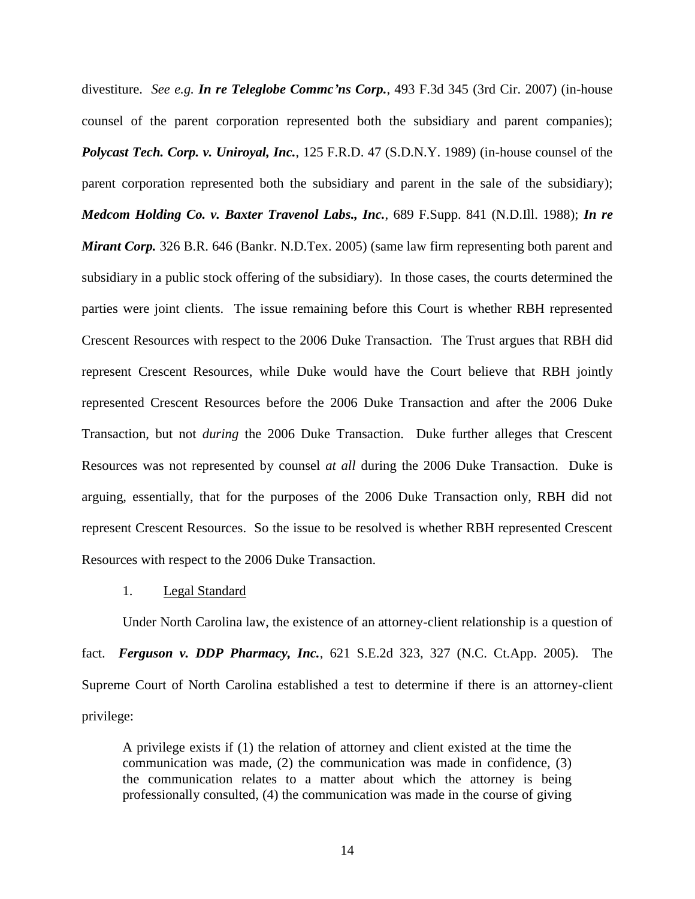divestiture. *See e.g.* ***In re Teleglobe Commc'ns Corp.***, 493 F.3d 345 (3rd Cir. 2007) (in-house counsel of the parent corporation represented both the subsidiary and parent companies); ***Polycast Tech. Corp. v. Uniroyal, Inc.***, 125 F.R.D. 47 (S.D.N.Y. 1989) (in-house counsel of the parent corporation represented both the subsidiary and parent in the sale of the subsidiary); ***Medcom Holding Co. v. Baxter Travenol Labs., Inc.***, 689 F.Supp. 841 (N.D.Ill. 1988); ***In re Mirant Corp.*** 326 B.R. 646 (Bankr. N.D.Tex. 2005) (same law firm representing both parent and subsidiary in a public stock offering of the subsidiary). In those cases, the courts determined the parties were joint clients. The issue remaining before this Court is whether RBH represented Crescent Resources with respect to the 2006 Duke Transaction. The Trust argues that RBH did represent Crescent Resources, while Duke would have the Court believe that RBH jointly represented Crescent Resources before the 2006 Duke Transaction and after the 2006 Duke Transaction, but not *during* the 2006 Duke Transaction. Duke further alleges that Crescent Resources was not represented by counsel *at all* during the 2006 Duke Transaction. Duke is arguing, essentially, that for the purposes of the 2006 Duke Transaction only, RBH did not represent Crescent Resources. So the issue to be resolved is whether RBH represented Crescent Resources with respect to the 2006 Duke Transaction.

1. Legal Standard

Under North Carolina law, the existence of an attorney-client relationship is a question of fact. ***Ferguson v. DDP Pharmacy, Inc.***, 621 S.E.2d 323, 327 (N.C. Ct.App. 2005). The Supreme Court of North Carolina established a test to determine if there is an attorney-client privilege:

> A privilege exists if (1) the relation of attorney and client existed at the time the communication was made, (2) the communication was made in confidence, (3) the communication relates to a matter about which the attorney is being professionally consulted, (4) the communication was made in the course of giving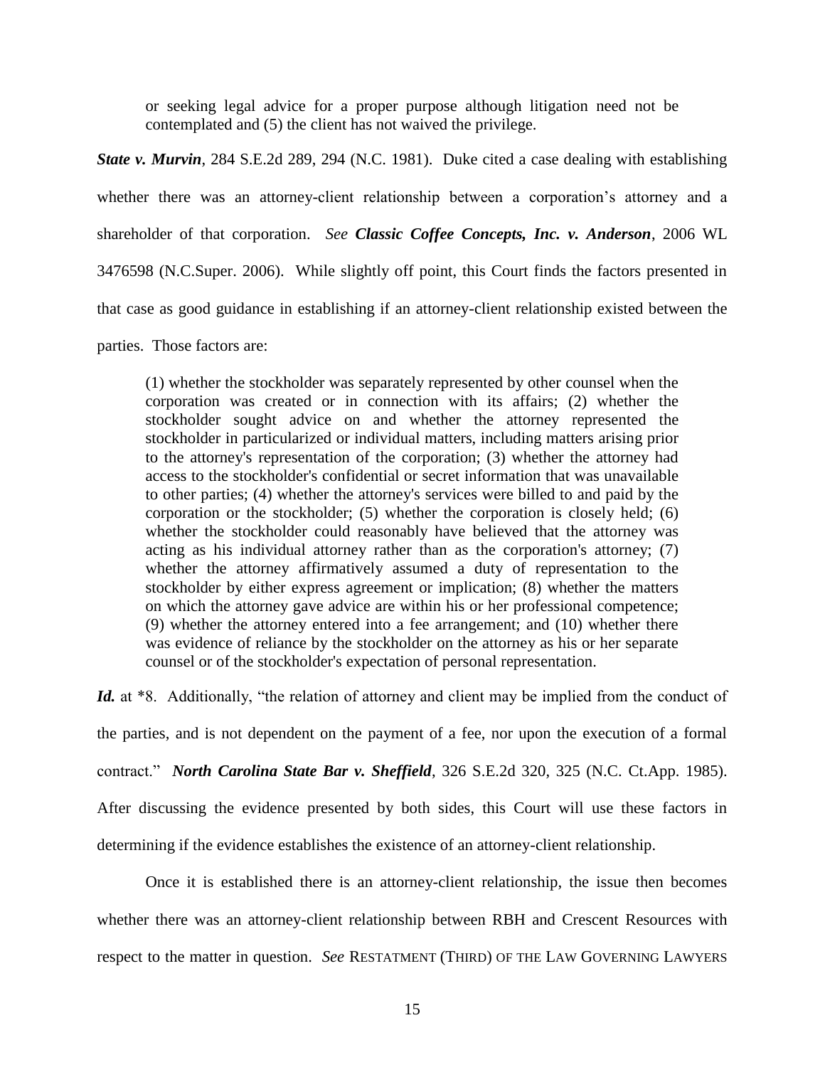> or seeking legal advice for a proper purpose although litigation need not be contemplated and (5) the client has not waived the privilege.

***State v. Murvin***, 284 S.E.2d 289, 294 (N.C. 1981). Duke cited a case dealing with establishing whether there was an attorney-client relationship between a corporation's attorney and a shareholder of that corporation. *See* ***Classic Coffee Concepts, Inc. v. Anderson***, 2006 WL 3476598 (N.C.Super. 2006). While slightly off point, this Court finds the factors presented in that case as good guidance in establishing if an attorney-client relationship existed between the parties. Those factors are:

> (1) whether the stockholder was separately represented by other counsel when the corporation was created or in connection with its affairs; (2) whether the stockholder sought advice on and whether the attorney represented the stockholder in particularized or individual matters, including matters arising prior to the attorney's representation of the corporation; (3) whether the attorney had access to the stockholder's confidential or secret information that was unavailable to other parties; (4) whether the attorney's services were billed to and paid by the corporation or the stockholder; (5) whether the corporation is closely held; (6) whether the stockholder could reasonably have believed that the attorney was acting as his individual attorney rather than as the corporation's attorney; (7) whether the attorney affirmatively assumed a duty of representation to the stockholder by either express agreement or implication; (8) whether the matters on which the attorney gave advice are within his or her professional competence; (9) whether the attorney entered into a fee arrangement; and (10) whether there was evidence of reliance by the stockholder on the attorney as his or her separate counsel or of the stockholder's expectation of personal representation.

***Id.*** at \*8. Additionally, "the relation of attorney and client may be implied from the conduct of the parties, and is not dependent on the payment of a fee, nor upon the execution of a formal contract." ***North Carolina State Bar v. Sheffield***, 326 S.E.2d 320, 325 (N.C. Ct.App. 1985). After discussing the evidence presented by both sides, this Court will use these factors in determining if the evidence establishes the existence of an attorney-client relationship.

Once it is established there is an attorney-client relationship, the issue then becomes whether there was an attorney-client relationship between RBH and Crescent Resources with respect to the matter in question. *See* RESTATMENT (THIRD) OF THE LAW GOVERNING LAWYERS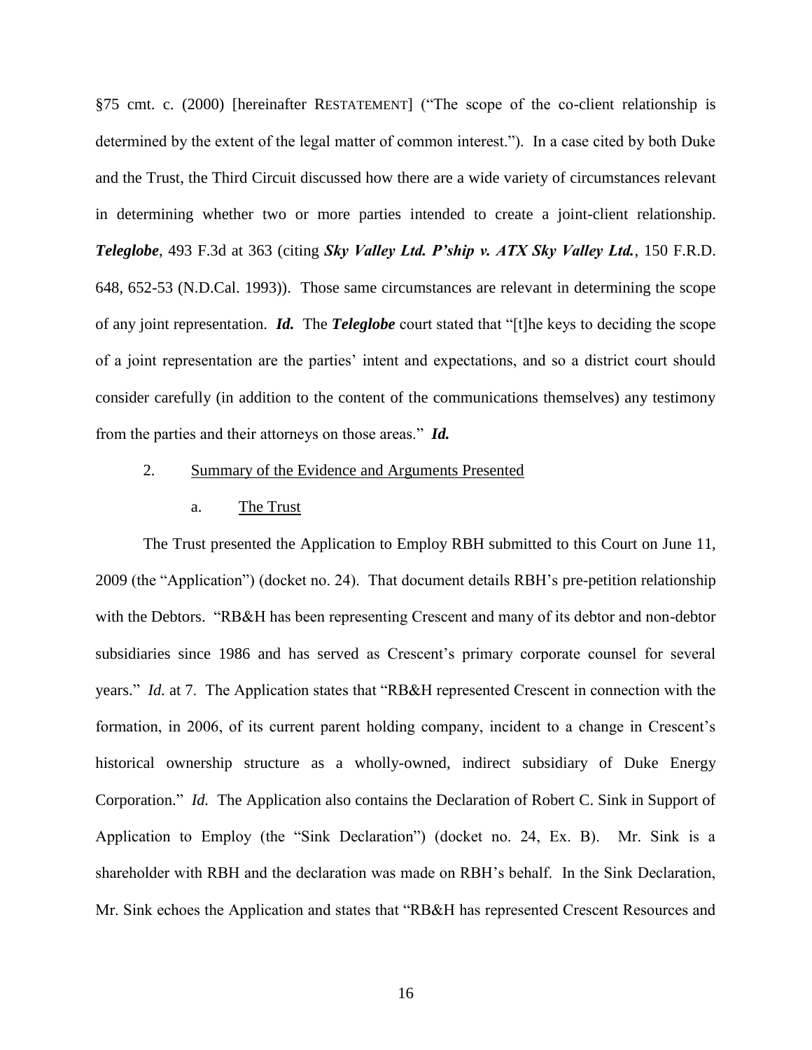§75 cmt. c. (2000) [hereinafter RESTATEMENT] ("The scope of the co-client relationship is determined by the extent of the legal matter of common interest."). In a case cited by both Duke and the Trust, the Third Circuit discussed how there are a wide variety of circumstances relevant in determining whether two or more parties intended to create a joint-client relationship. ***Teleglobe***, 493 F.3d at 363 (citing ***Sky Valley Ltd. P'ship v. ATX Sky Valley Ltd.***, 150 F.R.D. 648, 652-53 (N.D.Cal. 1993)). Those same circumstances are relevant in determining the scope of any joint representation. ***Id.*** The ***Teleglobe*** court stated that "[t]he keys to deciding the scope of a joint representation are the parties' intent and expectations, and so a district court should consider carefully (in addition to the content of the communications themselves) any testimony from the parties and their attorneys on those areas." ***Id.***

2. <u>Summary of the Evidence and Arguments Presented</u>

a. <u>The Trust</u>

The Trust presented the Application to Employ RBH submitted to this Court on June 11, 2009 (the "Application") (docket no. 24). That document details RBH's pre-petition relationship with the Debtors. "RB&H has been representing Crescent and many of its debtor and non-debtor subsidiaries since 1986 and has served as Crescent's primary corporate counsel for several years." *Id.* at 7. The Application states that "RB&H represented Crescent in connection with the formation, in 2006, of its current parent holding company, incident to a change in Crescent's historical ownership structure as a wholly-owned, indirect subsidiary of Duke Energy Corporation." *Id.* The Application also contains the Declaration of Robert C. Sink in Support of Application to Employ (the "Sink Declaration") (docket no. 24, Ex. B). Mr. Sink is a shareholder with RBH and the declaration was made on RBH's behalf. In the Sink Declaration, Mr. Sink echoes the Application and states that "RB&H has represented Crescent Resources and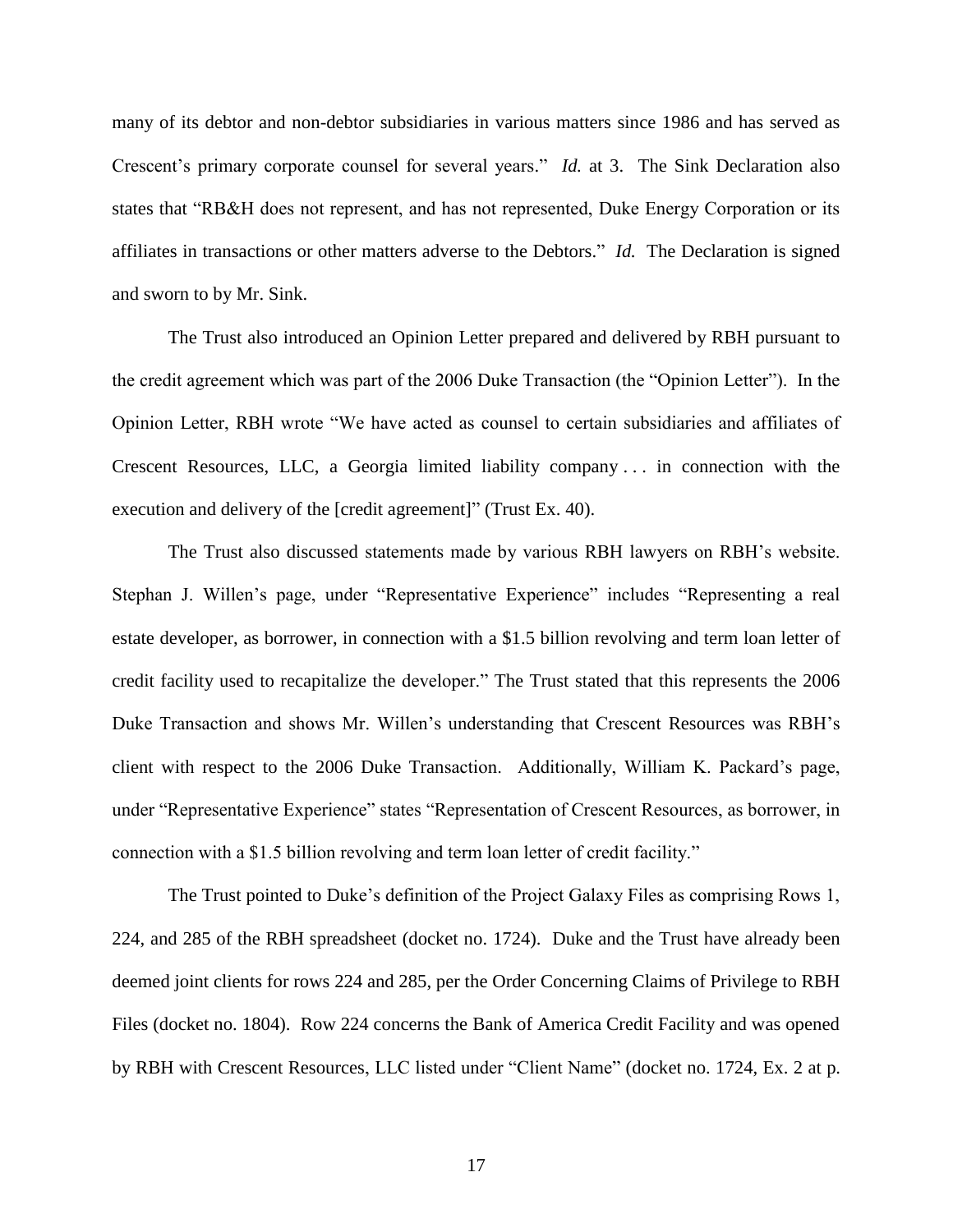many of its debtor and non-debtor subsidiaries in various matters since 1986 and has served as Crescent's primary corporate counsel for several years." *Id.* at 3. The Sink Declaration also states that "RB&H does not represent, and has not represented, Duke Energy Corporation or its affiliates in transactions or other matters adverse to the Debtors." *Id.* The Declaration is signed and sworn to by Mr. Sink.

The Trust also introduced an Opinion Letter prepared and delivered by RBH pursuant to the credit agreement which was part of the 2006 Duke Transaction (the "Opinion Letter"). In the Opinion Letter, RBH wrote "We have acted as counsel to certain subsidiaries and affiliates of Crescent Resources, LLC, a Georgia limited liability company . . . in connection with the execution and delivery of the [credit agreement]" (Trust Ex. 40).

The Trust also discussed statements made by various RBH lawyers on RBH's website. Stephan J. Willen's page, under "Representative Experience" includes "Representing a real estate developer, as borrower, in connection with a $1.5 billion revolving and term loan letter of credit facility used to recapitalize the developer." The Trust stated that this represents the 2006 Duke Transaction and shows Mr. Willen's understanding that Crescent Resources was RBH's client with respect to the 2006 Duke Transaction. Additionally, William K. Packard's page, under "Representative Experience" states "Representation of Crescent Resources, as borrower, in connection with a $1.5 billion revolving and term loan letter of credit facility."

The Trust pointed to Duke's definition of the Project Galaxy Files as comprising Rows 1, 224, and 285 of the RBH spreadsheet (docket no. 1724). Duke and the Trust have already been deemed joint clients for rows 224 and 285, per the Order Concerning Claims of Privilege to RBH Files (docket no. 1804). Row 224 concerns the Bank of America Credit Facility and was opened by RBH with Crescent Resources, LLC listed under "Client Name" (docket no. 1724, Ex. 2 at p.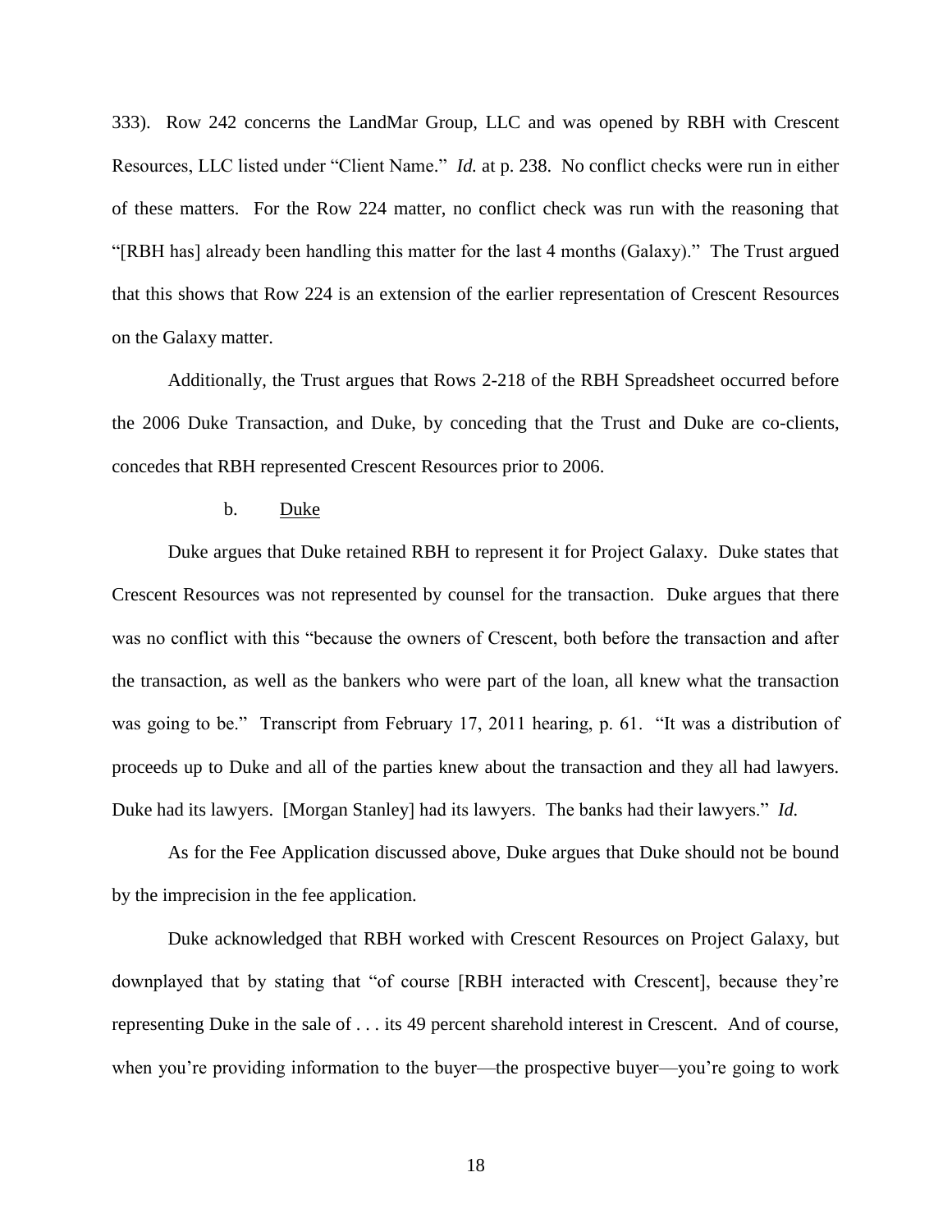333). Row 242 concerns the LandMar Group, LLC and was opened by RBH with Crescent Resources, LLC listed under "Client Name." *Id.* at p. 238. No conflict checks were run in either of these matters. For the Row 224 matter, no conflict check was run with the reasoning that "[RBH has] already been handling this matter for the last 4 months (Galaxy)." The Trust argued that this shows that Row 224 is an extension of the earlier representation of Crescent Resources on the Galaxy matter.

Additionally, the Trust argues that Rows 2-218 of the RBH Spreadsheet occurred before the 2006 Duke Transaction, and Duke, by conceding that the Trust and Duke are co-clients, concedes that RBH represented Crescent Resources prior to 2006.

b. <u>Duke</u>

Duke argues that Duke retained RBH to represent it for Project Galaxy. Duke states that Crescent Resources was not represented by counsel for the transaction. Duke argues that there was no conflict with this "because the owners of Crescent, both before the transaction and after the transaction, as well as the bankers who were part of the loan, all knew what the transaction was going to be." Transcript from February 17, 2011 hearing, p. 61. "It was a distribution of proceeds up to Duke and all of the parties knew about the transaction and they all had lawyers. Duke had its lawyers. [Morgan Stanley] had its lawyers. The banks had their lawyers." *Id.*

As for the Fee Application discussed above, Duke argues that Duke should not be bound by the imprecision in the fee application.

Duke acknowledged that RBH worked with Crescent Resources on Project Galaxy, but downplayed that by stating that "of course [RBH interacted with Crescent], because they're representing Duke in the sale of . . . its 49 percent sharehold interest in Crescent. And of course, when you're providing information to the buyer—the prospective buyer—you're going to work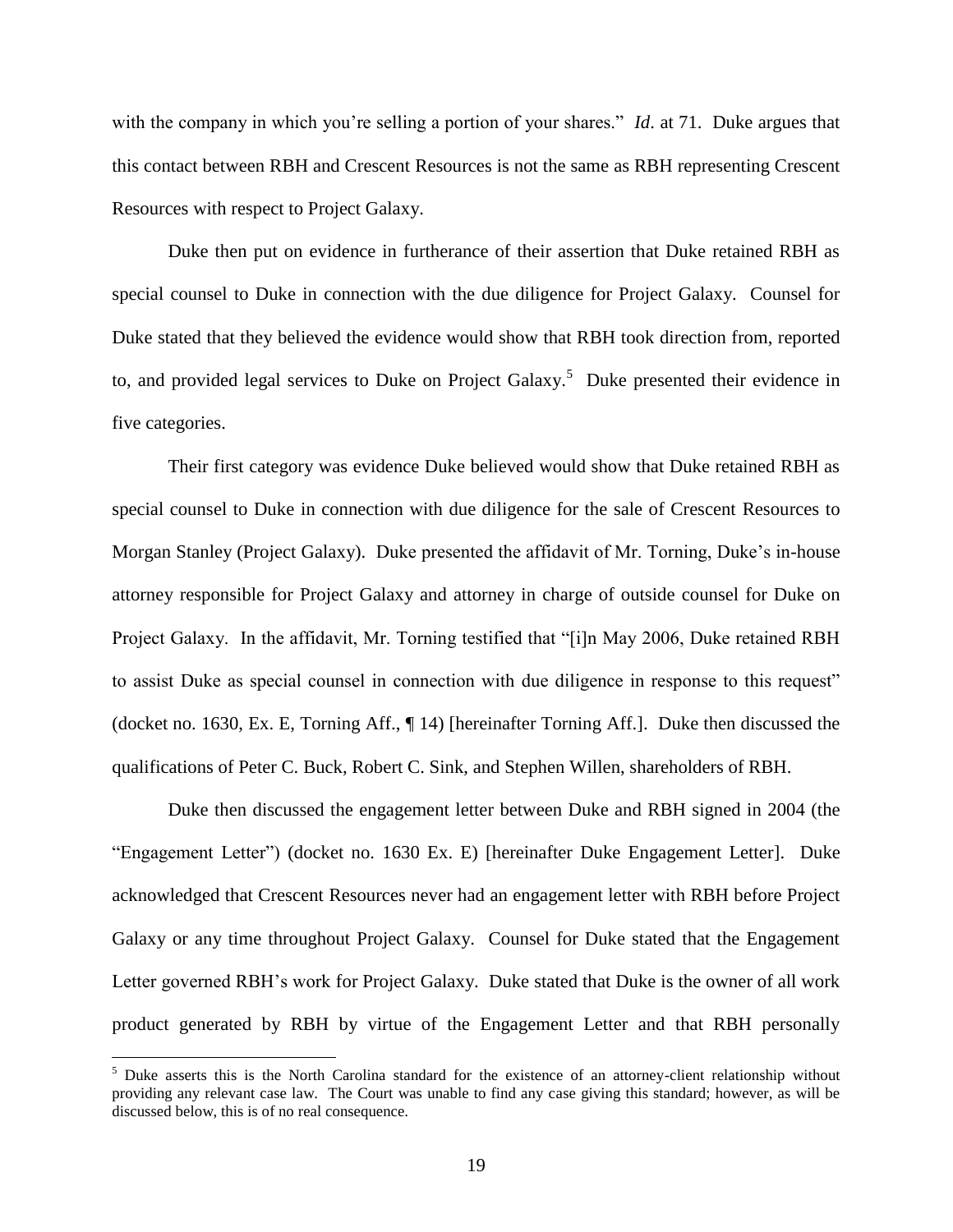with the company in which you're selling a portion of your shares." *Id*. at 71. Duke argues that this contact between RBH and Crescent Resources is not the same as RBH representing Crescent Resources with respect to Project Galaxy.

Duke then put on evidence in furtherance of their assertion that Duke retained RBH as special counsel to Duke in connection with the due diligence for Project Galaxy. Counsel for Duke stated that they believed the evidence would show that RBH took direction from, reported to, and provided legal services to Duke on Project Galaxy.[5] Duke presented their evidence in five categories.

Their first category was evidence Duke believed would show that Duke retained RBH as special counsel to Duke in connection with due diligence for the sale of Crescent Resources to Morgan Stanley (Project Galaxy). Duke presented the affidavit of Mr. Torning, Duke's in-house attorney responsible for Project Galaxy and attorney in charge of outside counsel for Duke on Project Galaxy. In the affidavit, Mr. Torning testified that "[i]n May 2006, Duke retained RBH to assist Duke as special counsel in connection with due diligence in response to this request" (docket no. 1630, Ex. E, Torning Aff., ¶ 14) [hereinafter Torning Aff.]. Duke then discussed the qualifications of Peter C. Buck, Robert C. Sink, and Stephen Willen, shareholders of RBH.

Duke then discussed the engagement letter between Duke and RBH signed in 2004 (the "Engagement Letter") (docket no. 1630 Ex. E) [hereinafter Duke Engagement Letter]. Duke acknowledged that Crescent Resources never had an engagement letter with RBH before Project Galaxy or any time throughout Project Galaxy. Counsel for Duke stated that the Engagement Letter governed RBH's work for Project Galaxy. Duke stated that Duke is the owner of all work product generated by RBH by virtue of the Engagement Letter and that RBH personally

[5] Duke asserts this is the North Carolina standard for the existence of an attorney-client relationship without providing any relevant case law. The Court was unable to find any case giving this standard; however, as will be discussed below, this is of no real consequence.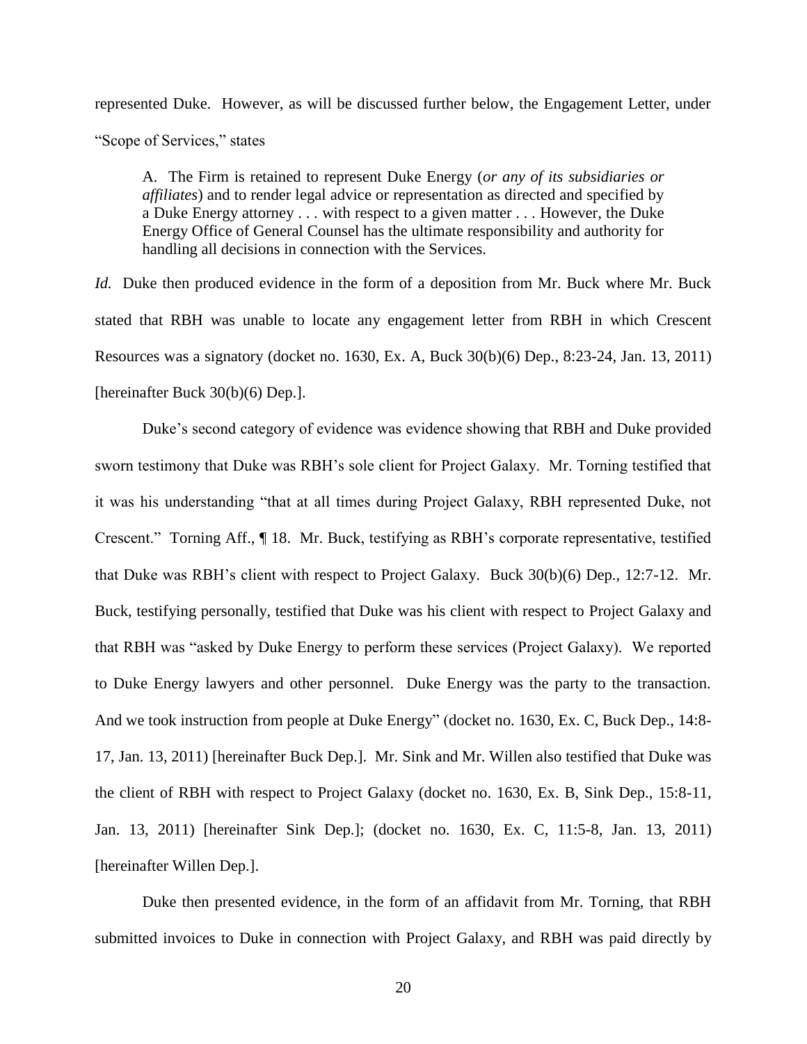represented Duke. However, as will be discussed further below, the Engagement Letter, under "Scope of Services," states

> A. The Firm is retained to represent Duke Energy (*or any of its subsidiaries or affiliates*) and to render legal advice or representation as directed and specified by a Duke Energy attorney . . . with respect to a given matter . . . However, the Duke Energy Office of General Counsel has the ultimate responsibility and authority for handling all decisions in connection with the Services.

*Id.* Duke then produced evidence in the form of a deposition from Mr. Buck where Mr. Buck stated that RBH was unable to locate any engagement letter from RBH in which Crescent Resources was a signatory (docket no. 1630, Ex. A, Buck 30(b)(6) Dep., 8:23-24, Jan. 13, 2011) [hereinafter Buck 30(b)(6) Dep.].

Duke's second category of evidence was evidence showing that RBH and Duke provided sworn testimony that Duke was RBH's sole client for Project Galaxy. Mr. Torning testified that it was his understanding "that at all times during Project Galaxy, RBH represented Duke, not Crescent." Torning Aff., ¶ 18. Mr. Buck, testifying as RBH's corporate representative, testified that Duke was RBH's client with respect to Project Galaxy. Buck 30(b)(6) Dep., 12:7-12. Mr. Buck, testifying personally, testified that Duke was his client with respect to Project Galaxy and that RBH was "asked by Duke Energy to perform these services (Project Galaxy). We reported to Duke Energy lawyers and other personnel. Duke Energy was the party to the transaction. And we took instruction from people at Duke Energy" (docket no. 1630, Ex. C, Buck Dep., 14:8-17, Jan. 13, 2011) [hereinafter Buck Dep.]. Mr. Sink and Mr. Willen also testified that Duke was the client of RBH with respect to Project Galaxy (docket no. 1630, Ex. B, Sink Dep., 15:8-11, Jan. 13, 2011) [hereinafter Sink Dep.]; (docket no. 1630, Ex. C, 11:5-8, Jan. 13, 2011) [hereinafter Willen Dep.].

Duke then presented evidence, in the form of an affidavit from Mr. Torning, that RBH submitted invoices to Duke in connection with Project Galaxy, and RBH was paid directly by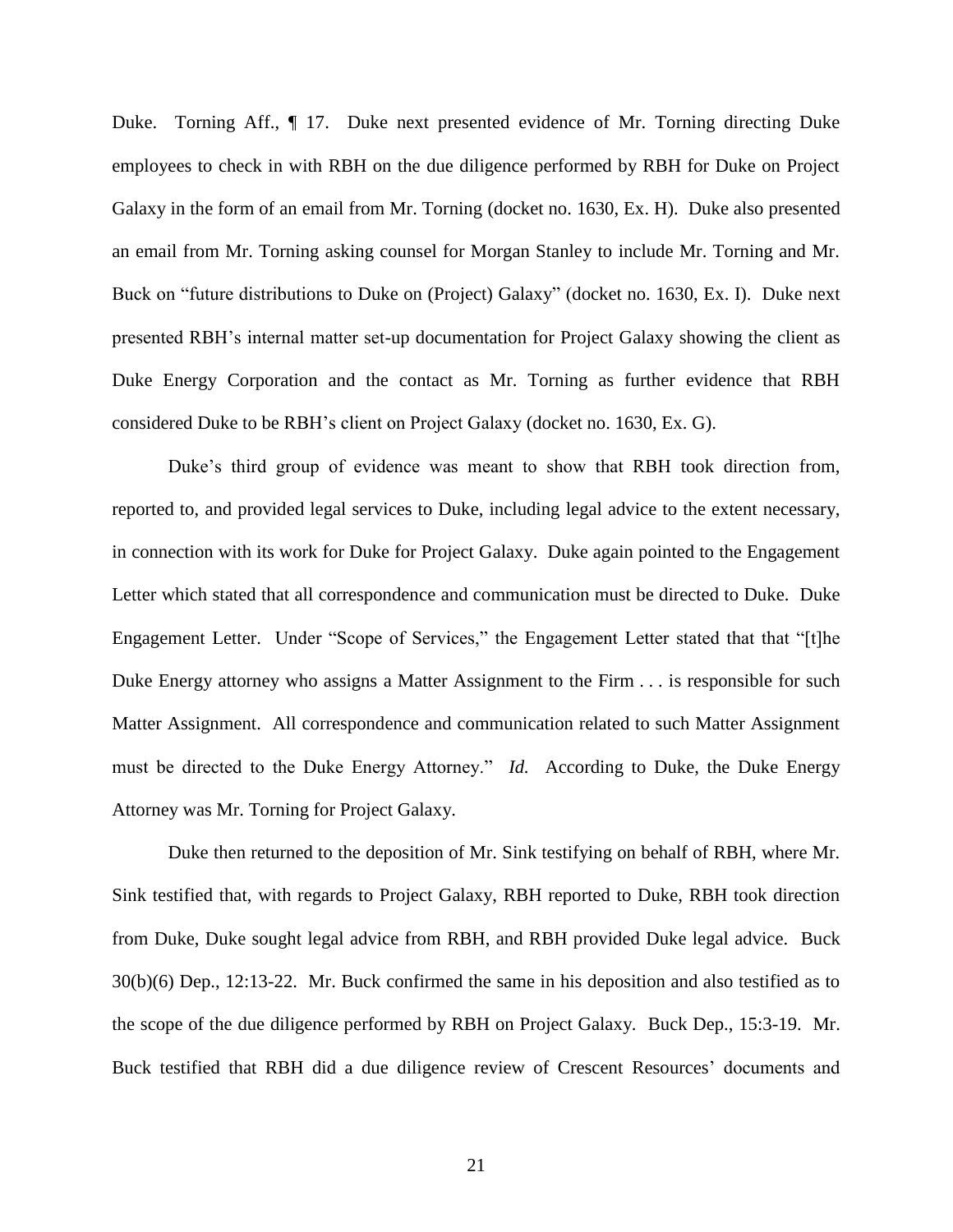Duke. Torning Aff., ¶ 17. Duke next presented evidence of Mr. Torning directing Duke employees to check in with RBH on the due diligence performed by RBH for Duke on Project Galaxy in the form of an email from Mr. Torning (docket no. 1630, Ex. H). Duke also presented an email from Mr. Torning asking counsel for Morgan Stanley to include Mr. Torning and Mr. Buck on "future distributions to Duke on (Project) Galaxy" (docket no. 1630, Ex. I). Duke next presented RBH's internal matter set-up documentation for Project Galaxy showing the client as Duke Energy Corporation and the contact as Mr. Torning as further evidence that RBH considered Duke to be RBH's client on Project Galaxy (docket no. 1630, Ex. G).

Duke's third group of evidence was meant to show that RBH took direction from, reported to, and provided legal services to Duke, including legal advice to the extent necessary, in connection with its work for Duke for Project Galaxy. Duke again pointed to the Engagement Letter which stated that all correspondence and communication must be directed to Duke. Duke Engagement Letter. Under "Scope of Services," the Engagement Letter stated that that "[t]he Duke Energy attorney who assigns a Matter Assignment to the Firm . . . is responsible for such Matter Assignment. All correspondence and communication related to such Matter Assignment must be directed to the Duke Energy Attorney." *Id.* According to Duke, the Duke Energy Attorney was Mr. Torning for Project Galaxy.

Duke then returned to the deposition of Mr. Sink testifying on behalf of RBH, where Mr. Sink testified that, with regards to Project Galaxy, RBH reported to Duke, RBH took direction from Duke, Duke sought legal advice from RBH, and RBH provided Duke legal advice. Buck 30(b)(6) Dep., 12:13-22. Mr. Buck confirmed the same in his deposition and also testified as to the scope of the due diligence performed by RBH on Project Galaxy. Buck Dep., 15:3-19. Mr. Buck testified that RBH did a due diligence review of Crescent Resources' documents and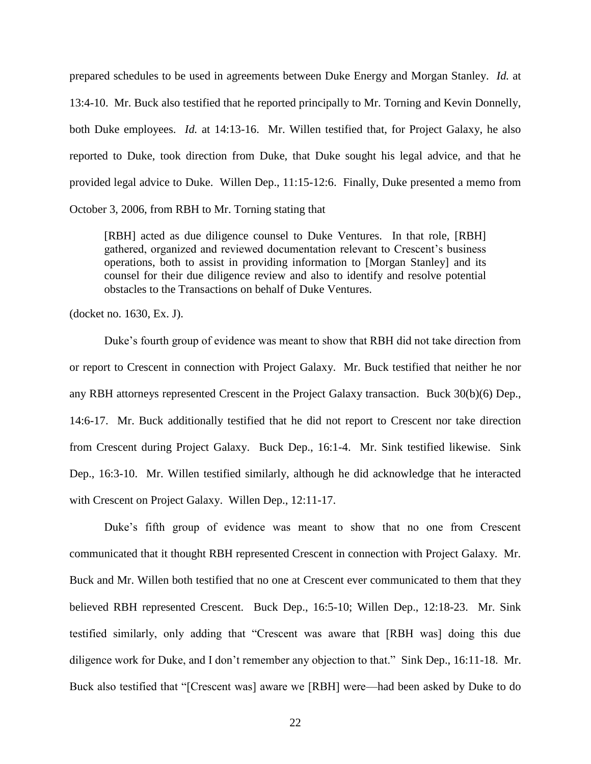prepared schedules to be used in agreements between Duke Energy and Morgan Stanley. *Id.* at 13:4-10. Mr. Buck also testified that he reported principally to Mr. Torning and Kevin Donnelly, both Duke employees. *Id.* at 14:13-16. Mr. Willen testified that, for Project Galaxy, he also reported to Duke, took direction from Duke, that Duke sought his legal advice, and that he provided legal advice to Duke. Willen Dep., 11:15-12:6. Finally, Duke presented a memo from October 3, 2006, from RBH to Mr. Torning stating that

> [RBH] acted as due diligence counsel to Duke Ventures. In that role, [RBH] gathered, organized and reviewed documentation relevant to Crescent's business operations, both to assist in providing information to [Morgan Stanley] and its counsel for their due diligence review and also to identify and resolve potential obstacles to the Transactions on behalf of Duke Ventures.

(docket no. 1630, Ex. J).

Duke's fourth group of evidence was meant to show that RBH did not take direction from or report to Crescent in connection with Project Galaxy. Mr. Buck testified that neither he nor any RBH attorneys represented Crescent in the Project Galaxy transaction. Buck 30(b)(6) Dep., 14:6-17. Mr. Buck additionally testified that he did not report to Crescent nor take direction from Crescent during Project Galaxy. Buck Dep., 16:1-4. Mr. Sink testified likewise. Sink Dep., 16:3-10. Mr. Willen testified similarly, although he did acknowledge that he interacted with Crescent on Project Galaxy. Willen Dep., 12:11-17.

Duke's fifth group of evidence was meant to show that no one from Crescent communicated that it thought RBH represented Crescent in connection with Project Galaxy. Mr. Buck and Mr. Willen both testified that no one at Crescent ever communicated to them that they believed RBH represented Crescent. Buck Dep., 16:5-10; Willen Dep., 12:18-23. Mr. Sink testified similarly, only adding that "Crescent was aware that [RBH was] doing this due diligence work for Duke, and I don't remember any objection to that." Sink Dep., 16:11-18. Mr. Buck also testified that "[Crescent was] aware we [RBH] were—had been asked by Duke to do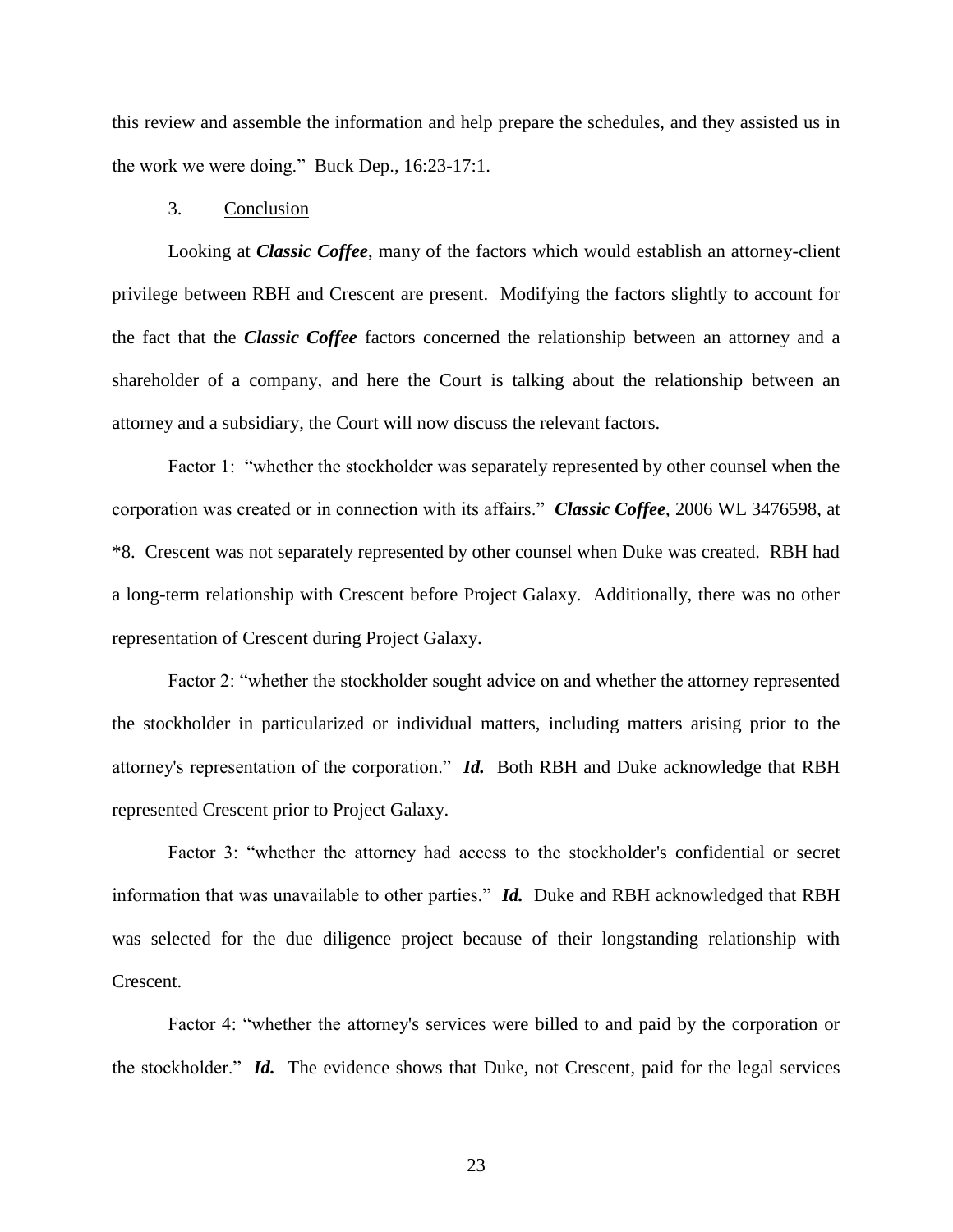this review and assemble the information and help prepare the schedules, and they assisted us in the work we were doing." Buck Dep., 16:23-17:1.

3. Conclusion

Looking at ***Classic Coffee***, many of the factors which would establish an attorney-client privilege between RBH and Crescent are present. Modifying the factors slightly to account for the fact that the ***Classic Coffee*** factors concerned the relationship between an attorney and a shareholder of a company, and here the Court is talking about the relationship between an attorney and a subsidiary, the Court will now discuss the relevant factors.

Factor 1: "whether the stockholder was separately represented by other counsel when the corporation was created or in connection with its affairs." ***Classic Coffee***, 2006 WL 3476598, at *8. Crescent was not separately represented by other counsel when Duke was created. RBH had a long-term relationship with Crescent before Project Galaxy. Additionally, there was no other representation of Crescent during Project Galaxy.

Factor 2: "whether the stockholder sought advice on and whether the attorney represented the stockholder in particularized or individual matters, including matters arising prior to the attorney's representation of the corporation." ***Id.*** Both RBH and Duke acknowledge that RBH represented Crescent prior to Project Galaxy.

Factor 3: "whether the attorney had access to the stockholder's confidential or secret information that was unavailable to other parties." ***Id.*** Duke and RBH acknowledged that RBH was selected for the due diligence project because of their longstanding relationship with Crescent.

Factor 4: "whether the attorney's services were billed to and paid by the corporation or the stockholder." ***Id.*** The evidence shows that Duke, not Crescent, paid for the legal services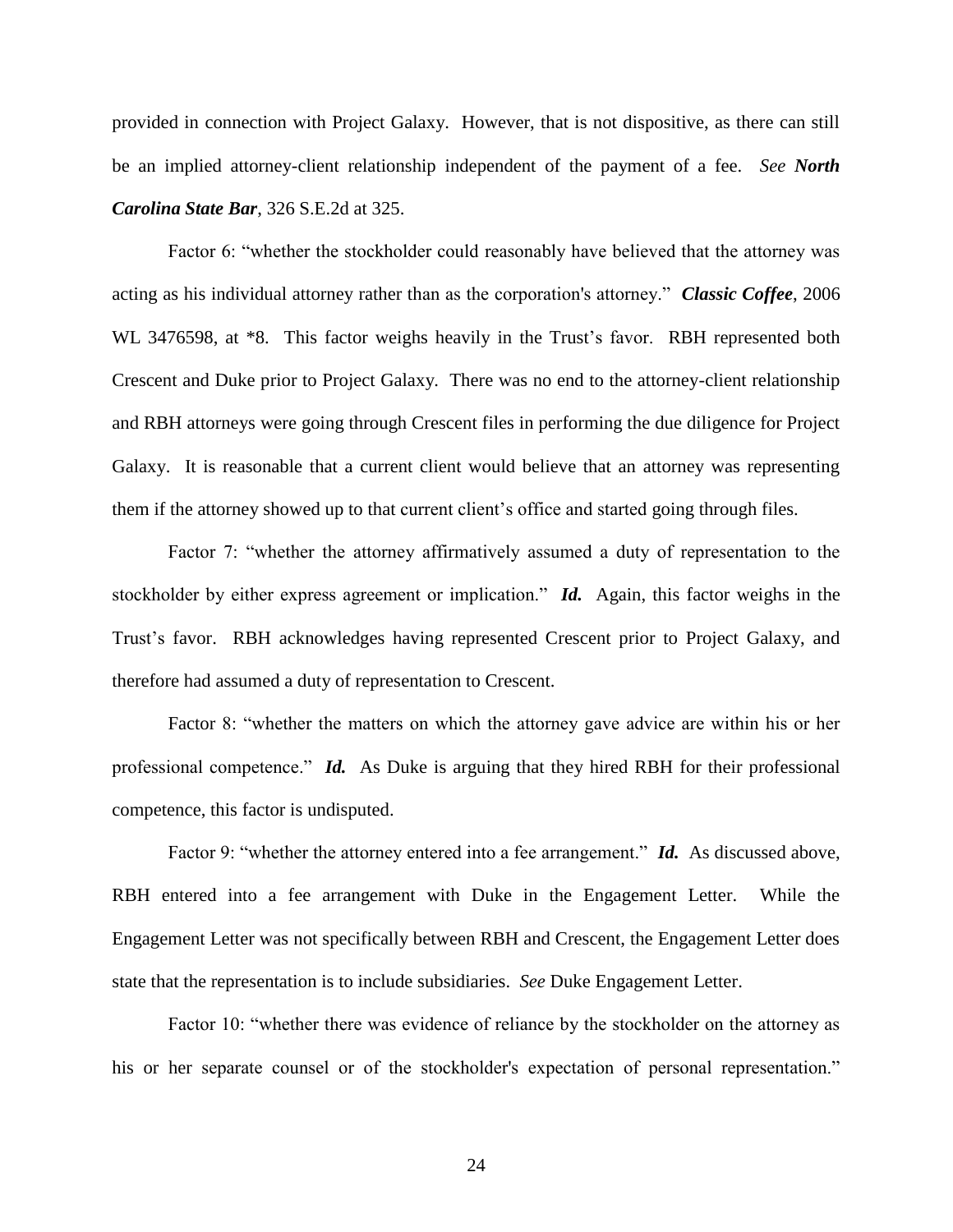provided in connection with Project Galaxy. However, that is not dispositive, as there can still be an implied attorney-client relationship independent of the payment of a fee. *See* ***North Carolina State Bar***, 326 S.E.2d at 325.

Factor 6: "whether the stockholder could reasonably have believed that the attorney was acting as his individual attorney rather than as the corporation's attorney." ***Classic Coffee***, 2006 WL 3476598, at *8. This factor weighs heavily in the Trust's favor. RBH represented both Crescent and Duke prior to Project Galaxy. There was no end to the attorney-client relationship and RBH attorneys were going through Crescent files in performing the due diligence for Project Galaxy. It is reasonable that a current client would believe that an attorney was representing them if the attorney showed up to that current client's office and started going through files.

Factor 7: "whether the attorney affirmatively assumed a duty of representation to the stockholder by either express agreement or implication." ***Id.*** Again, this factor weighs in the Trust's favor. RBH acknowledges having represented Crescent prior to Project Galaxy, and therefore had assumed a duty of representation to Crescent.

Factor 8: "whether the matters on which the attorney gave advice are within his or her professional competence." ***Id.*** As Duke is arguing that they hired RBH for their professional competence, this factor is undisputed.

Factor 9: "whether the attorney entered into a fee arrangement." ***Id.*** As discussed above, RBH entered into a fee arrangement with Duke in the Engagement Letter. While the Engagement Letter was not specifically between RBH and Crescent, the Engagement Letter does state that the representation is to include subsidiaries. *See* Duke Engagement Letter.

Factor 10: "whether there was evidence of reliance by the stockholder on the attorney as his or her separate counsel or of the stockholder's expectation of personal representation."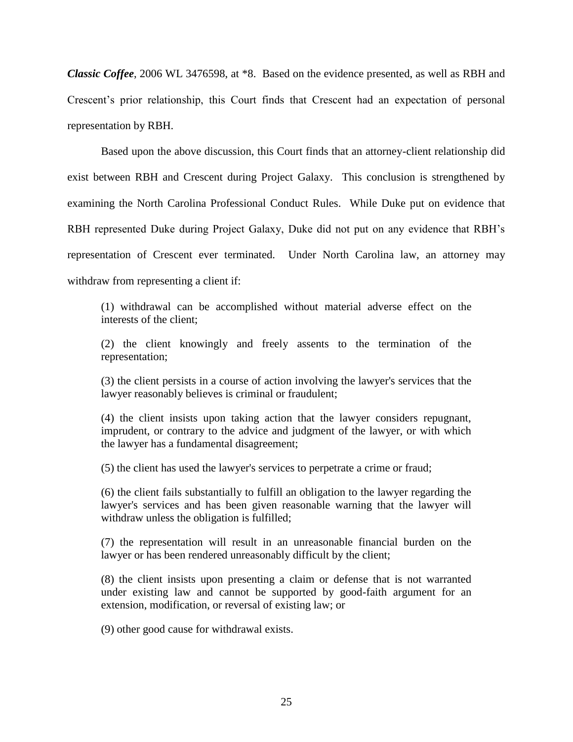***Classic Coffee***, 2006 WL 3476598, at *8. Based on the evidence presented, as well as RBH and Crescent's prior relationship, this Court finds that Crescent had an expectation of personal representation by RBH.

Based upon the above discussion, this Court finds that an attorney-client relationship did exist between RBH and Crescent during Project Galaxy. This conclusion is strengthened by examining the North Carolina Professional Conduct Rules. While Duke put on evidence that RBH represented Duke during Project Galaxy, Duke did not put on any evidence that RBH's representation of Crescent ever terminated. Under North Carolina law, an attorney may withdraw from representing a client if:

> (1) withdrawal can be accomplished without material adverse effect on the interests of the client;
>
> (2) the client knowingly and freely assents to the termination of the representation;
>
> (3) the client persists in a course of action involving the lawyer's services that the lawyer reasonably believes is criminal or fraudulent;
>
> (4) the client insists upon taking action that the lawyer considers repugnant, imprudent, or contrary to the advice and judgment of the lawyer, or with which the lawyer has a fundamental disagreement;
>
> (5) the client has used the lawyer's services to perpetrate a crime or fraud;
>
> (6) the client fails substantially to fulfill an obligation to the lawyer regarding the lawyer's services and has been given reasonable warning that the lawyer will withdraw unless the obligation is fulfilled;
>
> (7) the representation will result in an unreasonable financial burden on the lawyer or has been rendered unreasonably difficult by the client;
>
> (8) the client insists upon presenting a claim or defense that is not warranted under existing law and cannot be supported by good-faith argument for an extension, modification, or reversal of existing law; or
>
> (9) other good cause for withdrawal exists.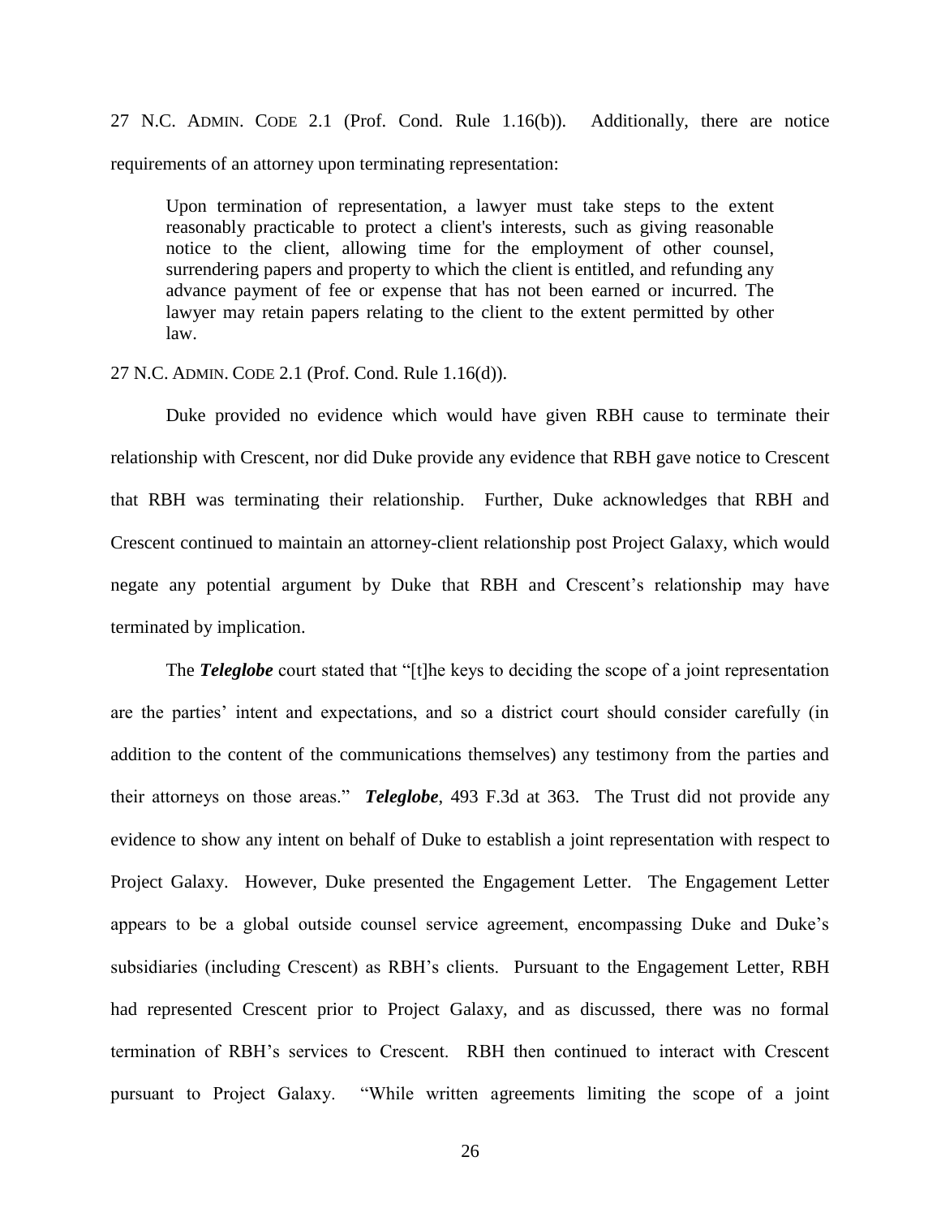27 N.C. ADMIN. CODE 2.1 (Prof. Cond. Rule 1.16(b)). Additionally, there are notice requirements of an attorney upon terminating representation:

> Upon termination of representation, a lawyer must take steps to the extent reasonably practicable to protect a client's interests, such as giving reasonable notice to the client, allowing time for the employment of other counsel, surrendering papers and property to which the client is entitled, and refunding any advance payment of fee or expense that has not been earned or incurred. The lawyer may retain papers relating to the client to the extent permitted by other law.

27 N.C. ADMIN. CODE 2.1 (Prof. Cond. Rule 1.16(d)).

Duke provided no evidence which would have given RBH cause to terminate their relationship with Crescent, nor did Duke provide any evidence that RBH gave notice to Crescent that RBH was terminating their relationship. Further, Duke acknowledges that RBH and Crescent continued to maintain an attorney-client relationship post Project Galaxy, which would negate any potential argument by Duke that RBH and Crescent's relationship may have terminated by implication.

The ***Teleglobe*** court stated that "[t]he keys to deciding the scope of a joint representation are the parties' intent and expectations, and so a district court should consider carefully (in addition to the content of the communications themselves) any testimony from the parties and their attorneys on those areas." ***Teleglobe***, 493 F.3d at 363. The Trust did not provide any evidence to show any intent on behalf of Duke to establish a joint representation with respect to Project Galaxy. However, Duke presented the Engagement Letter. The Engagement Letter appears to be a global outside counsel service agreement, encompassing Duke and Duke's subsidiaries (including Crescent) as RBH's clients. Pursuant to the Engagement Letter, RBH had represented Crescent prior to Project Galaxy, and as discussed, there was no formal termination of RBH's services to Crescent. RBH then continued to interact with Crescent pursuant to Project Galaxy. "While written agreements limiting the scope of a joint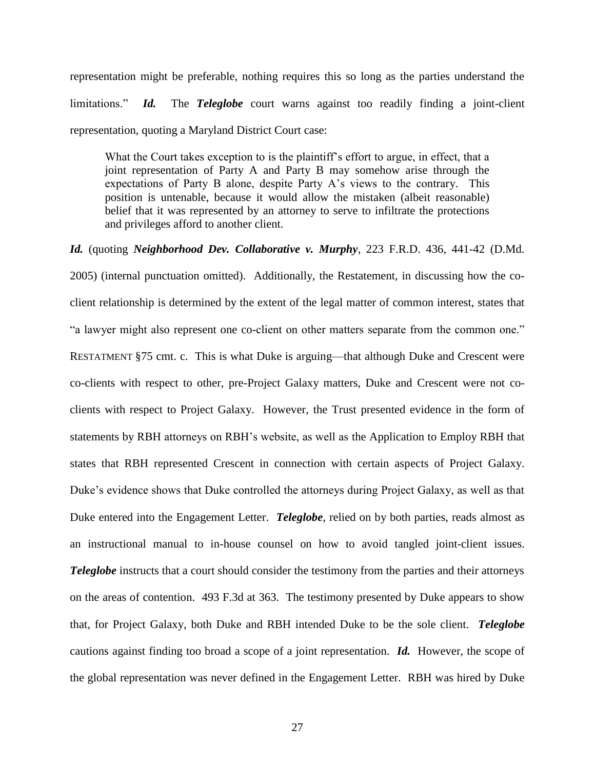representation might be preferable, nothing requires this so long as the parties understand the limitations." ***Id.*** The ***Teleglobe*** court warns against too readily finding a joint-client representation, quoting a Maryland District Court case:

> What the Court takes exception to is the plaintiff's effort to argue, in effect, that a joint representation of Party A and Party B may somehow arise through the expectations of Party B alone, despite Party A's views to the contrary. This position is untenable, because it would allow the mistaken (albeit reasonable) belief that it was represented by an attorney to serve to infiltrate the protections and privileges afford to another client.

***Id.*** (quoting ***Neighborhood Dev. Collaborative v. Murphy***, 223 F.R.D. 436, 441-42 (D.Md. 2005) (internal punctuation omitted). Additionally, the Restatement, in discussing how the co-client relationship is determined by the extent of the legal matter of common interest, states that "a lawyer might also represent one co-client on other matters separate from the common one." RESTATMENT §75 cmt. c. This is what Duke is arguing—that although Duke and Crescent were co-clients with respect to other, pre-Project Galaxy matters, Duke and Crescent were not co-clients with respect to Project Galaxy. However, the Trust presented evidence in the form of statements by RBH attorneys on RBH's website, as well as the Application to Employ RBH that states that RBH represented Crescent in connection with certain aspects of Project Galaxy. Duke's evidence shows that Duke controlled the attorneys during Project Galaxy, as well as that Duke entered into the Engagement Letter. ***Teleglobe***, relied on by both parties, reads almost as an instructional manual to in-house counsel on how to avoid tangled joint-client issues. ***Teleglobe*** instructs that a court should consider the testimony from the parties and their attorneys on the areas of contention. 493 F.3d at 363. The testimony presented by Duke appears to show that, for Project Galaxy, both Duke and RBH intended Duke to be the sole client. ***Teleglobe*** cautions against finding too broad a scope of a joint representation. ***Id.*** However, the scope of the global representation was never defined in the Engagement Letter. RBH was hired by Duke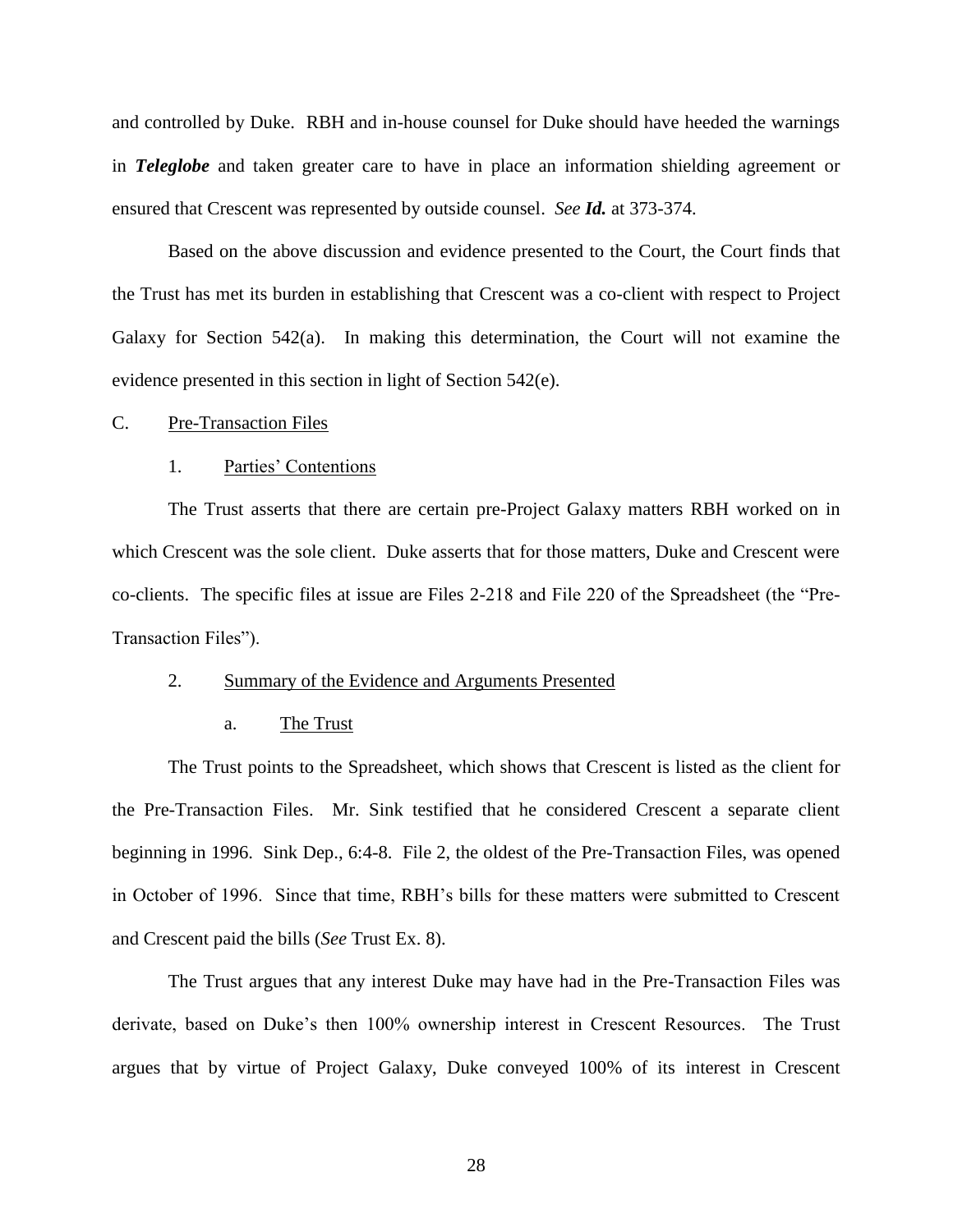and controlled by Duke. RBH and in-house counsel for Duke should have heeded the warnings in ***Teleglobe*** and taken greater care to have in place an information shielding agreement or ensured that Crescent was represented by outside counsel. *See **Id.*** at 373-374.

Based on the above discussion and evidence presented to the Court, the Court finds that the Trust has met its burden in establishing that Crescent was a co-client with respect to Project Galaxy for Section 542(a). In making this determination, the Court will not examine the evidence presented in this section in light of Section 542(e).

C. <u>Pre-Transaction Files</u>

1. <u>Parties' Contentions</u>

The Trust asserts that there are certain pre-Project Galaxy matters RBH worked on in which Crescent was the sole client. Duke asserts that for those matters, Duke and Crescent were co-clients. The specific files at issue are Files 2-218 and File 220 of the Spreadsheet (the "Pre-Transaction Files").

2. <u>Summary of the Evidence and Arguments Presented</u>

a. <u>The Trust</u>

The Trust points to the Spreadsheet, which shows that Crescent is listed as the client for the Pre-Transaction Files. Mr. Sink testified that he considered Crescent a separate client beginning in 1996. Sink Dep., 6:4-8. File 2, the oldest of the Pre-Transaction Files, was opened in October of 1996. Since that time, RBH's bills for these matters were submitted to Crescent and Crescent paid the bills (*See* Trust Ex. 8).

The Trust argues that any interest Duke may have had in the Pre-Transaction Files was derivate, based on Duke's then 100% ownership interest in Crescent Resources. The Trust argues that by virtue of Project Galaxy, Duke conveyed 100% of its interest in Crescent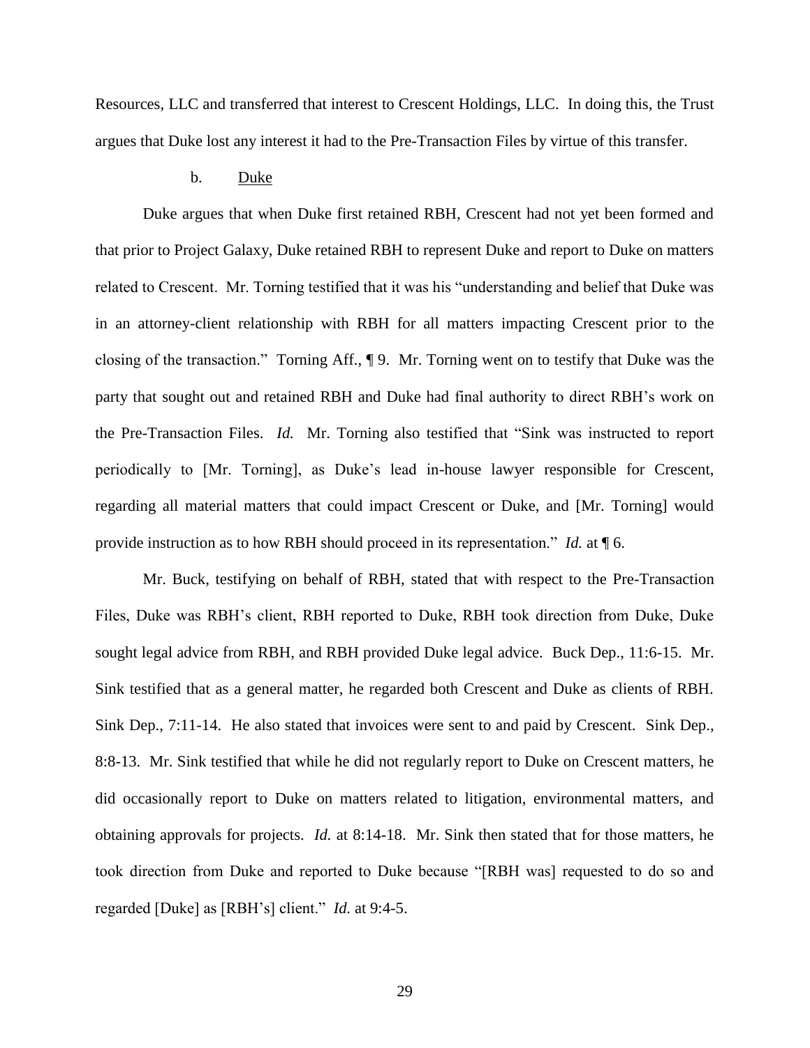Resources, LLC and transferred that interest to Crescent Holdings, LLC. In doing this, the Trust argues that Duke lost any interest it had to the Pre-Transaction Files by virtue of this transfer.

b. Duke

Duke argues that when Duke first retained RBH, Crescent had not yet been formed and that prior to Project Galaxy, Duke retained RBH to represent Duke and report to Duke on matters related to Crescent. Mr. Torning testified that it was his "understanding and belief that Duke was in an attorney-client relationship with RBH for all matters impacting Crescent prior to the closing of the transaction." Torning Aff., ¶ 9. Mr. Torning went on to testify that Duke was the party that sought out and retained RBH and Duke had final authority to direct RBH's work on the Pre-Transaction Files. *Id.* Mr. Torning also testified that "Sink was instructed to report periodically to [Mr. Torning], as Duke's lead in-house lawyer responsible for Crescent, regarding all material matters that could impact Crescent or Duke, and [Mr. Torning] would provide instruction as to how RBH should proceed in its representation." *Id.* at ¶ 6.

Mr. Buck, testifying on behalf of RBH, stated that with respect to the Pre-Transaction Files, Duke was RBH's client, RBH reported to Duke, RBH took direction from Duke, Duke sought legal advice from RBH, and RBH provided Duke legal advice. Buck Dep., 11:6-15. Mr. Sink testified that as a general matter, he regarded both Crescent and Duke as clients of RBH. Sink Dep., 7:11-14. He also stated that invoices were sent to and paid by Crescent. Sink Dep., 8:8-13. Mr. Sink testified that while he did not regularly report to Duke on Crescent matters, he did occasionally report to Duke on matters related to litigation, environmental matters, and obtaining approvals for projects. *Id.* at 8:14-18. Mr. Sink then stated that for those matters, he took direction from Duke and reported to Duke because "[RBH was] requested to do so and regarded [Duke] as [RBH's] client." *Id.* at 9:4-5.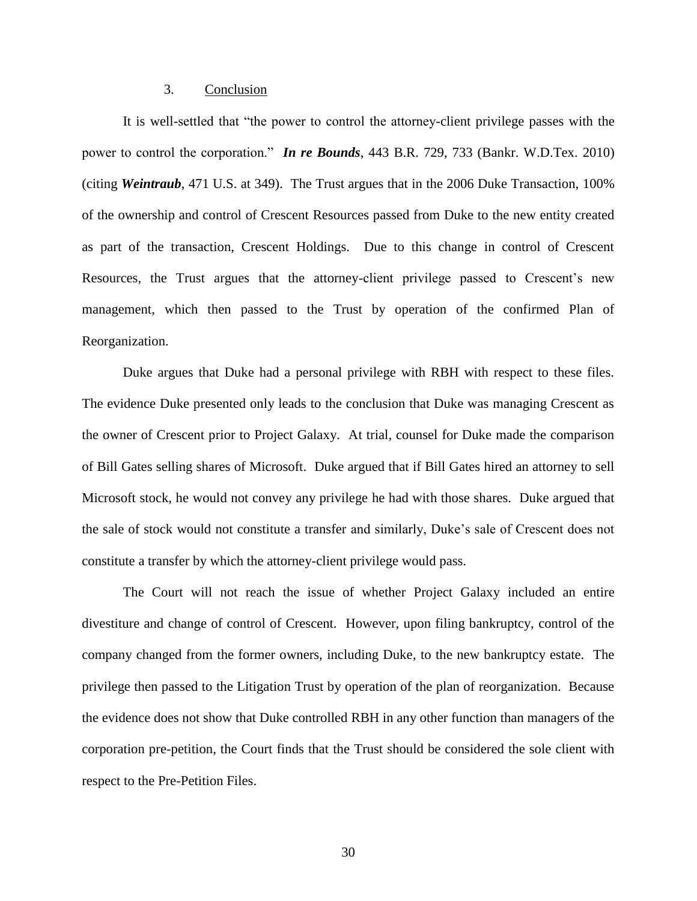### 3. Conclusion

It is well-settled that "the power to control the attorney-client privilege passes with the power to control the corporation." ***In re Bounds***, 443 B.R. 729, 733 (Bankr. W.D.Tex. 2010) (citing ***Weintraub***, 471 U.S. at 349). The Trust argues that in the 2006 Duke Transaction, 100% of the ownership and control of Crescent Resources passed from Duke to the new entity created as part of the transaction, Crescent Holdings. Due to this change in control of Crescent Resources, the Trust argues that the attorney-client privilege passed to Crescent's new management, which then passed to the Trust by operation of the confirmed Plan of Reorganization.

Duke argues that Duke had a personal privilege with RBH with respect to these files. The evidence Duke presented only leads to the conclusion that Duke was managing Crescent as the owner of Crescent prior to Project Galaxy. At trial, counsel for Duke made the comparison of Bill Gates selling shares of Microsoft. Duke argued that if Bill Gates hired an attorney to sell Microsoft stock, he would not convey any privilege he had with those shares. Duke argued that the sale of stock would not constitute a transfer and similarly, Duke's sale of Crescent does not constitute a transfer by which the attorney-client privilege would pass.

The Court will not reach the issue of whether Project Galaxy included an entire divestiture and change of control of Crescent. However, upon filing bankruptcy, control of the company changed from the former owners, including Duke, to the new bankruptcy estate. The privilege then passed to the Litigation Trust by operation of the plan of reorganization. Because the evidence does not show that Duke controlled RBH in any other function than managers of the corporation pre-petition, the Court finds that the Trust should be considered the sole client with respect to the Pre-Petition Files.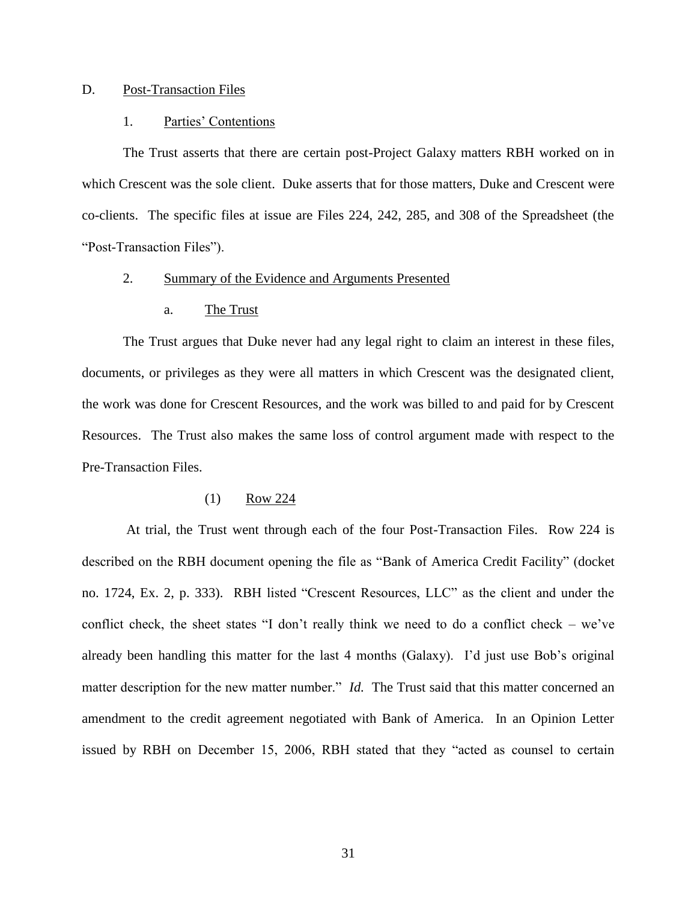D. Post-Transaction Files

1. Parties' Contentions

The Trust asserts that there are certain post-Project Galaxy matters RBH worked on in which Crescent was the sole client. Duke asserts that for those matters, Duke and Crescent were co-clients. The specific files at issue are Files 224, 242, 285, and 308 of the Spreadsheet (the "Post-Transaction Files").

2. Summary of the Evidence and Arguments Presented

a. The Trust

The Trust argues that Duke never had any legal right to claim an interest in these files, documents, or privileges as they were all matters in which Crescent was the designated client, the work was done for Crescent Resources, and the work was billed to and paid for by Crescent Resources. The Trust also makes the same loss of control argument made with respect to the Pre-Transaction Files.

(1) Row 224

At trial, the Trust went through each of the four Post-Transaction Files. Row 224 is described on the RBH document opening the file as "Bank of America Credit Facility" (docket no. 1724, Ex. 2, p. 333). RBH listed "Crescent Resources, LLC" as the client and under the conflict check, the sheet states "I don't really think we need to do a conflict check – we've already been handling this matter for the last 4 months (Galaxy). I'd just use Bob's original matter description for the new matter number." *Id.* The Trust said that this matter concerned an amendment to the credit agreement negotiated with Bank of America. In an Opinion Letter issued by RBH on December 15, 2006, RBH stated that they "acted as counsel to certain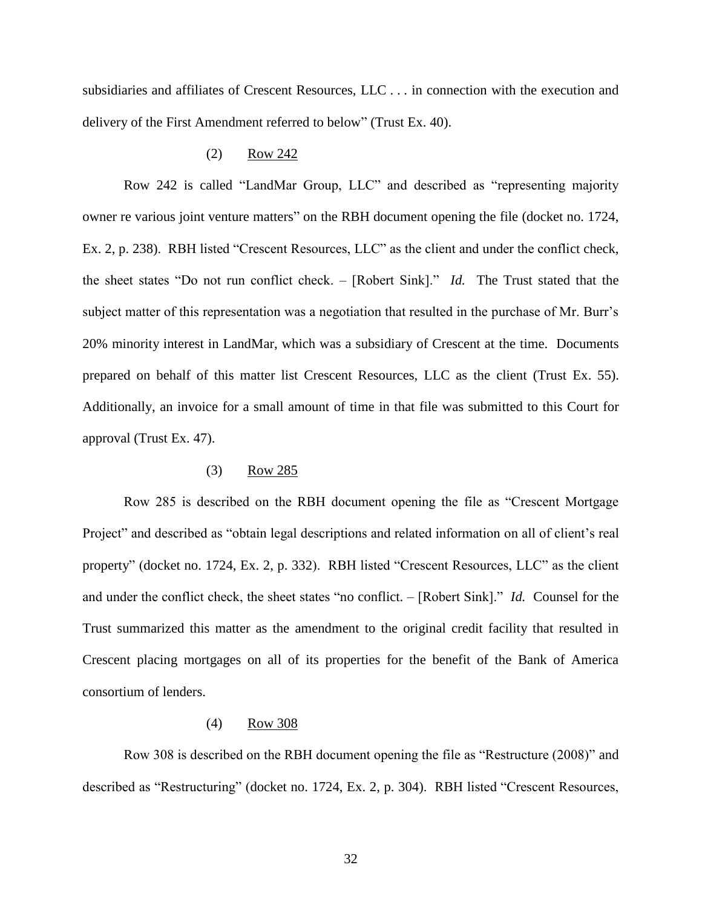subsidiaries and affiliates of Crescent Resources, LLC . . . in connection with the execution and delivery of the First Amendment referred to below" (Trust Ex. 40).

(2) Row 242

Row 242 is called "LandMar Group, LLC" and described as "representing majority owner re various joint venture matters" on the RBH document opening the file (docket no. 1724, Ex. 2, p. 238). RBH listed "Crescent Resources, LLC" as the client and under the conflict check, the sheet states "Do not run conflict check. – [Robert Sink]." *Id.* The Trust stated that the subject matter of this representation was a negotiation that resulted in the purchase of Mr. Burr's 20% minority interest in LandMar, which was a subsidiary of Crescent at the time. Documents prepared on behalf of this matter list Crescent Resources, LLC as the client (Trust Ex. 55). Additionally, an invoice for a small amount of time in that file was submitted to this Court for approval (Trust Ex. 47).

(3) Row 285

Row 285 is described on the RBH document opening the file as "Crescent Mortgage Project" and described as "obtain legal descriptions and related information on all of client's real property" (docket no. 1724, Ex. 2, p. 332). RBH listed "Crescent Resources, LLC" as the client and under the conflict check, the sheet states "no conflict. – [Robert Sink]." *Id.* Counsel for the Trust summarized this matter as the amendment to the original credit facility that resulted in Crescent placing mortgages on all of its properties for the benefit of the Bank of America consortium of lenders.

(4) Row 308

Row 308 is described on the RBH document opening the file as "Restructure (2008)" and described as "Restructuring" (docket no. 1724, Ex. 2, p. 304). RBH listed "Crescent Resources,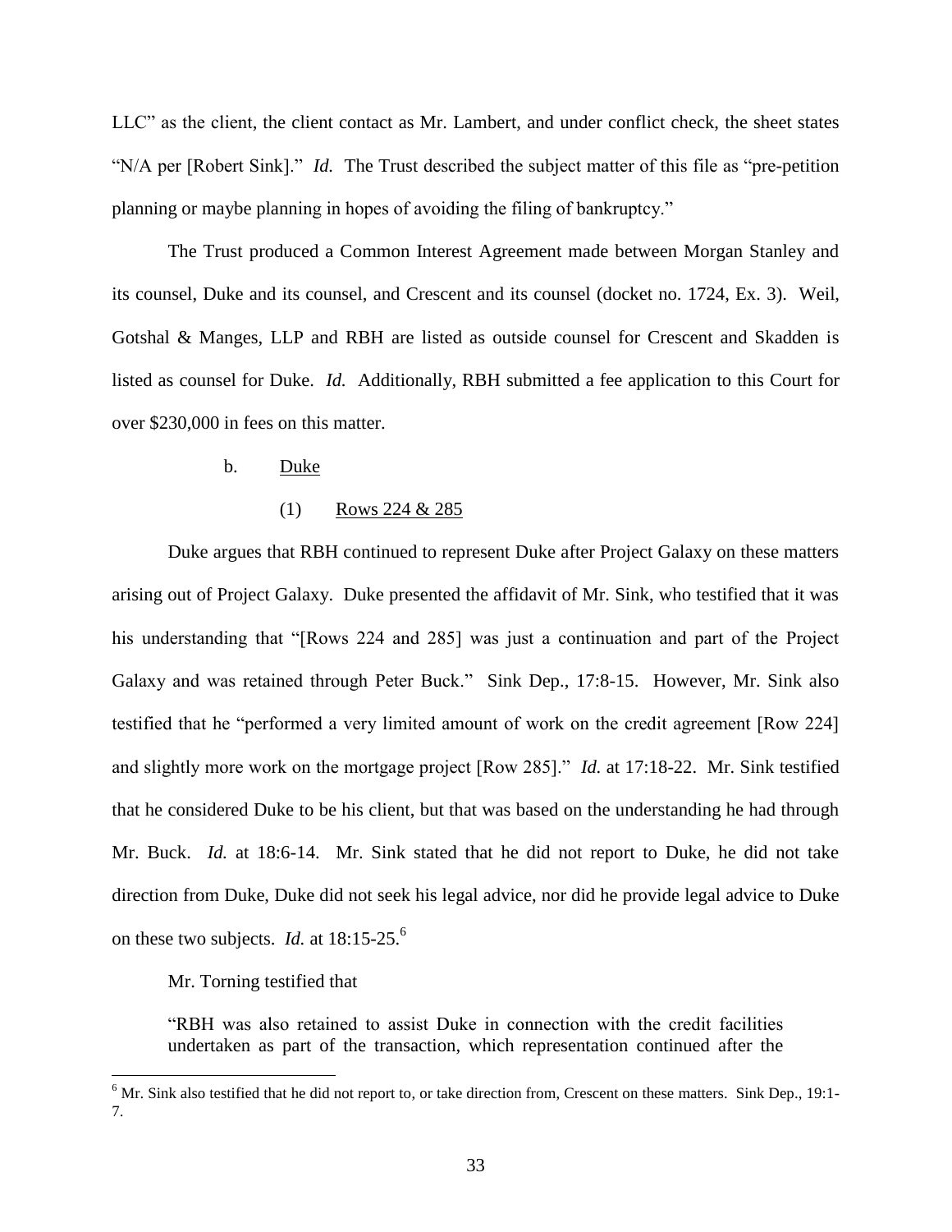LLC" as the client, the client contact as Mr. Lambert, and under conflict check, the sheet states "N/A per [Robert Sink]." *Id.* The Trust described the subject matter of this file as "pre-petition planning or maybe planning in hopes of avoiding the filing of bankruptcy."

The Trust produced a Common Interest Agreement made between Morgan Stanley and its counsel, Duke and its counsel, and Crescent and its counsel (docket no. 1724, Ex. 3). Weil, Gotshal & Manges, LLP and RBH are listed as outside counsel for Crescent and Skadden is listed as counsel for Duke. *Id.* Additionally, RBH submitted a fee application to this Court for over $230,000 in fees on this matter.

b. Duke

(1) Rows 224 & 285

Duke argues that RBH continued to represent Duke after Project Galaxy on these matters arising out of Project Galaxy. Duke presented the affidavit of Mr. Sink, who testified that it was his understanding that "[Rows 224 and 285] was just a continuation and part of the Project Galaxy and was retained through Peter Buck." Sink Dep., 17:8-15. However, Mr. Sink also testified that he "performed a very limited amount of work on the credit agreement [Row 224] and slightly more work on the mortgage project [Row 285]." *Id.* at 17:18-22. Mr. Sink testified that he considered Duke to be his client, but that was based on the understanding he had through Mr. Buck. *Id.* at 18:6-14. Mr. Sink stated that he did not report to Duke, he did not take direction from Duke, Duke did not seek his legal advice, nor did he provide legal advice to Duke on these two subjects. *Id.* at 18:15-25.[6]

Mr. Torning testified that

> "RBH was also retained to assist Duke in connection with the credit facilities undertaken as part of the transaction, which representation continued after the

[6] Mr. Sink also testified that he did not report to, or take direction from, Crescent on these matters. Sink Dep., 19:1-7.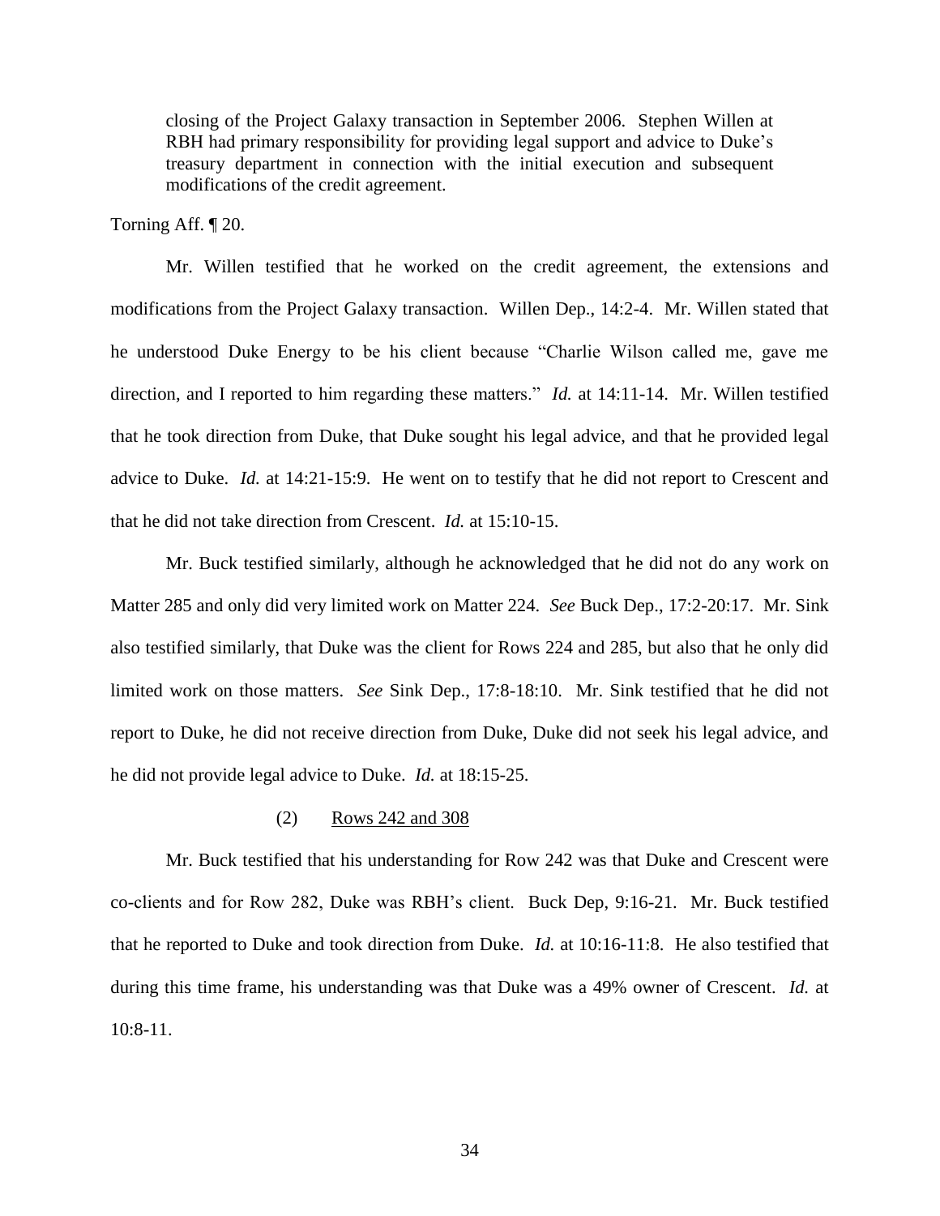> closing of the Project Galaxy transaction in September 2006. Stephen Willen at RBH had primary responsibility for providing legal support and advice to Duke's treasury department in connection with the initial execution and subsequent modifications of the credit agreement.

Torning Aff. ¶ 20.

Mr. Willen testified that he worked on the credit agreement, the extensions and modifications from the Project Galaxy transaction. Willen Dep., 14:2-4. Mr. Willen stated that he understood Duke Energy to be his client because "Charlie Wilson called me, gave me direction, and I reported to him regarding these matters." *Id.* at 14:11-14. Mr. Willen testified that he took direction from Duke, that Duke sought his legal advice, and that he provided legal advice to Duke. *Id.* at 14:21-15:9. He went on to testify that he did not report to Crescent and that he did not take direction from Crescent. *Id.* at 15:10-15.

Mr. Buck testified similarly, although he acknowledged that he did not do any work on Matter 285 and only did very limited work on Matter 224. *See* Buck Dep., 17:2-20:17. Mr. Sink also testified similarly, that Duke was the client for Rows 224 and 285, but also that he only did limited work on those matters. *See* Sink Dep., 17:8-18:10. Mr. Sink testified that he did not report to Duke, he did not receive direction from Duke, Duke did not seek his legal advice, and he did not provide legal advice to Duke. *Id.* at 18:15-25.

(2) Rows 242 and 308

Mr. Buck testified that his understanding for Row 242 was that Duke and Crescent were co-clients and for Row 282, Duke was RBH's client. Buck Dep, 9:16-21. Mr. Buck testified that he reported to Duke and took direction from Duke. *Id.* at 10:16-11:8. He also testified that during this time frame, his understanding was that Duke was a 49% owner of Crescent. *Id.* at 10:8-11.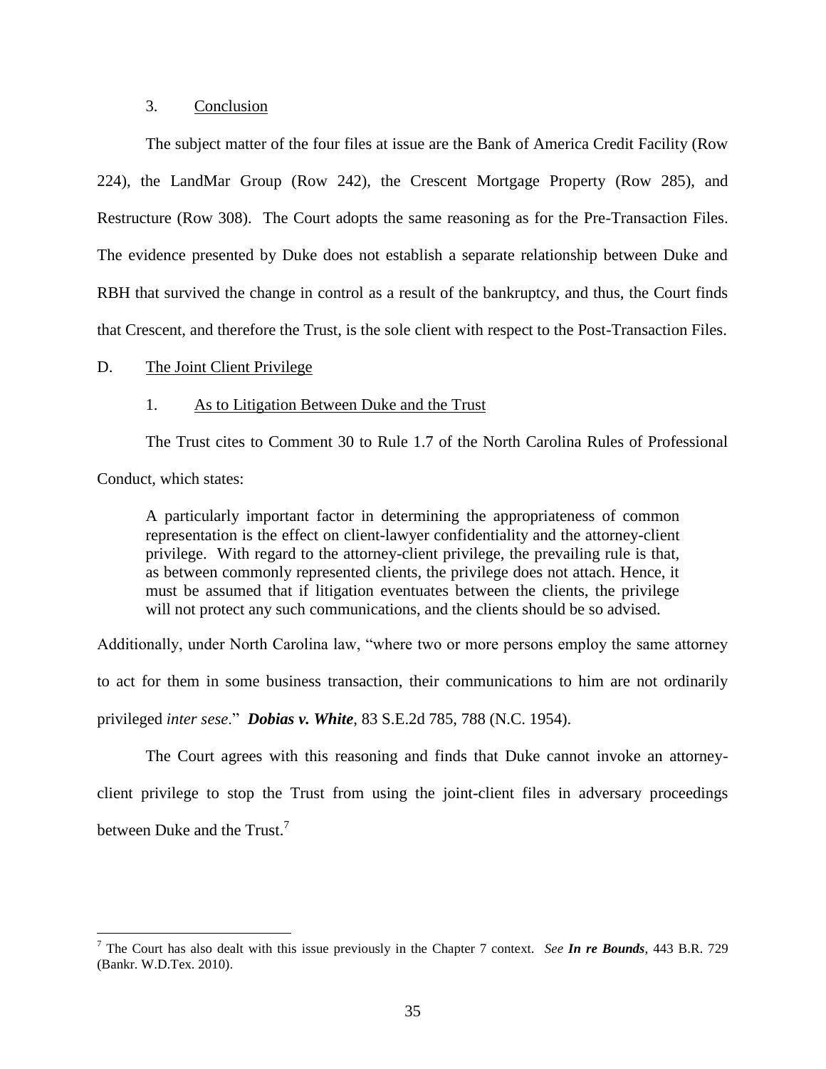### 3. Conclusion

The subject matter of the four files at issue are the Bank of America Credit Facility (Row 224), the LandMar Group (Row 242), the Crescent Mortgage Property (Row 285), and Restructure (Row 308). The Court adopts the same reasoning as for the Pre-Transaction Files. The evidence presented by Duke does not establish a separate relationship between Duke and RBH that survived the change in control as a result of the bankruptcy, and thus, the Court finds that Crescent, and therefore the Trust, is the sole client with respect to the Post-Transaction Files.

## D. The Joint Client Privilege

### 1. As to Litigation Between Duke and the Trust

The Trust cites to Comment 30 to Rule 1.7 of the North Carolina Rules of Professional Conduct, which states:

> A particularly important factor in determining the appropriateness of common representation is the effect on client-lawyer confidentiality and the attorney-client privilege. With regard to the attorney-client privilege, the prevailing rule is that, as between commonly represented clients, the privilege does not attach. Hence, it must be assumed that if litigation eventuates between the clients, the privilege will not protect any such communications, and the clients should be so advised.

Additionally, under North Carolina law, "where two or more persons employ the same attorney to act for them in some business transaction, their communications to him are not ordinarily privileged *inter sese*." ***Dobias v. White***, 83 S.E.2d 785, 788 (N.C. 1954).

The Court agrees with this reasoning and finds that Duke cannot invoke an attorney-client privilege to stop the Trust from using the joint-client files in adversary proceedings between Duke and the Trust.[7]

---

[7] The Court has also dealt with this issue previously in the Chapter 7 context. *See* ***In re Bounds***, 443 B.R. 729 (Bankr. W.D.Tex. 2010).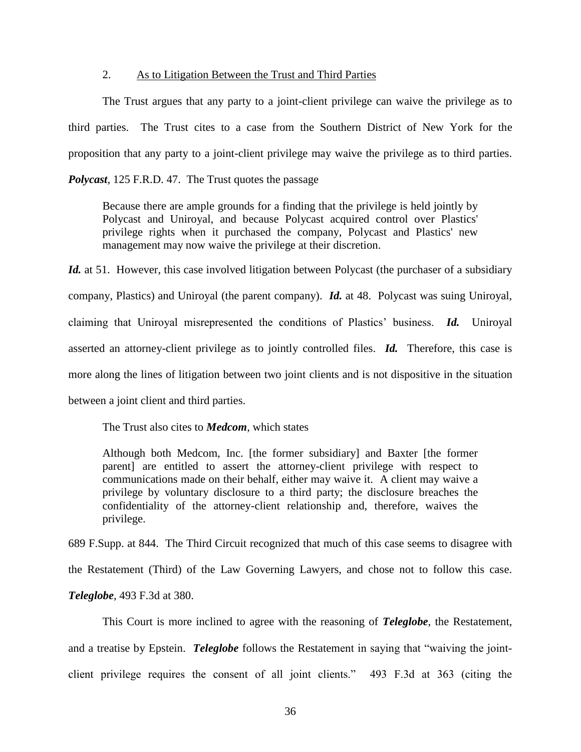2. <u>As to Litigation Between the Trust and Third Parties</u>

The Trust argues that any party to a joint-client privilege can waive the privilege as to third parties. The Trust cites to a case from the Southern District of New York for the proposition that any party to a joint-client privilege may waive the privilege as to third parties. ***Polycast***, 125 F.R.D. 47. The Trust quotes the passage

> Because there are ample grounds for a finding that the privilege is held jointly by Polycast and Uniroyal, and because Polycast acquired control over Plastics' privilege rights when it purchased the company, Polycast and Plastics' new management may now waive the privilege at their discretion.

***Id.*** at 51. However, this case involved litigation between Polycast (the purchaser of a subsidiary company, Plastics) and Uniroyal (the parent company). ***Id.*** at 48. Polycast was suing Uniroyal, claiming that Uniroyal misrepresented the conditions of Plastics' business. ***Id.*** Uniroyal asserted an attorney-client privilege as to jointly controlled files. ***Id.*** Therefore, this case is more along the lines of litigation between two joint clients and is not dispositive in the situation between a joint client and third parties.

The Trust also cites to ***Medcom***, which states

> Although both Medcom, Inc. [the former subsidiary] and Baxter [the former parent] are entitled to assert the attorney-client privilege with respect to communications made on their behalf, either may waive it. A client may waive a privilege by voluntary disclosure to a third party; the disclosure breaches the confidentiality of the attorney-client relationship and, therefore, waives the privilege.

689 F.Supp. at 844. The Third Circuit recognized that much of this case seems to disagree with the Restatement (Third) of the Law Governing Lawyers, and chose not to follow this case. ***Teleglobe***, 493 F.3d at 380.

This Court is more inclined to agree with the reasoning of ***Teleglobe***, the Restatement, and a treatise by Epstein. ***Teleglobe*** follows the Restatement in saying that "waiving the joint-client privilege requires the consent of all joint clients." 493 F.3d at 363 (citing the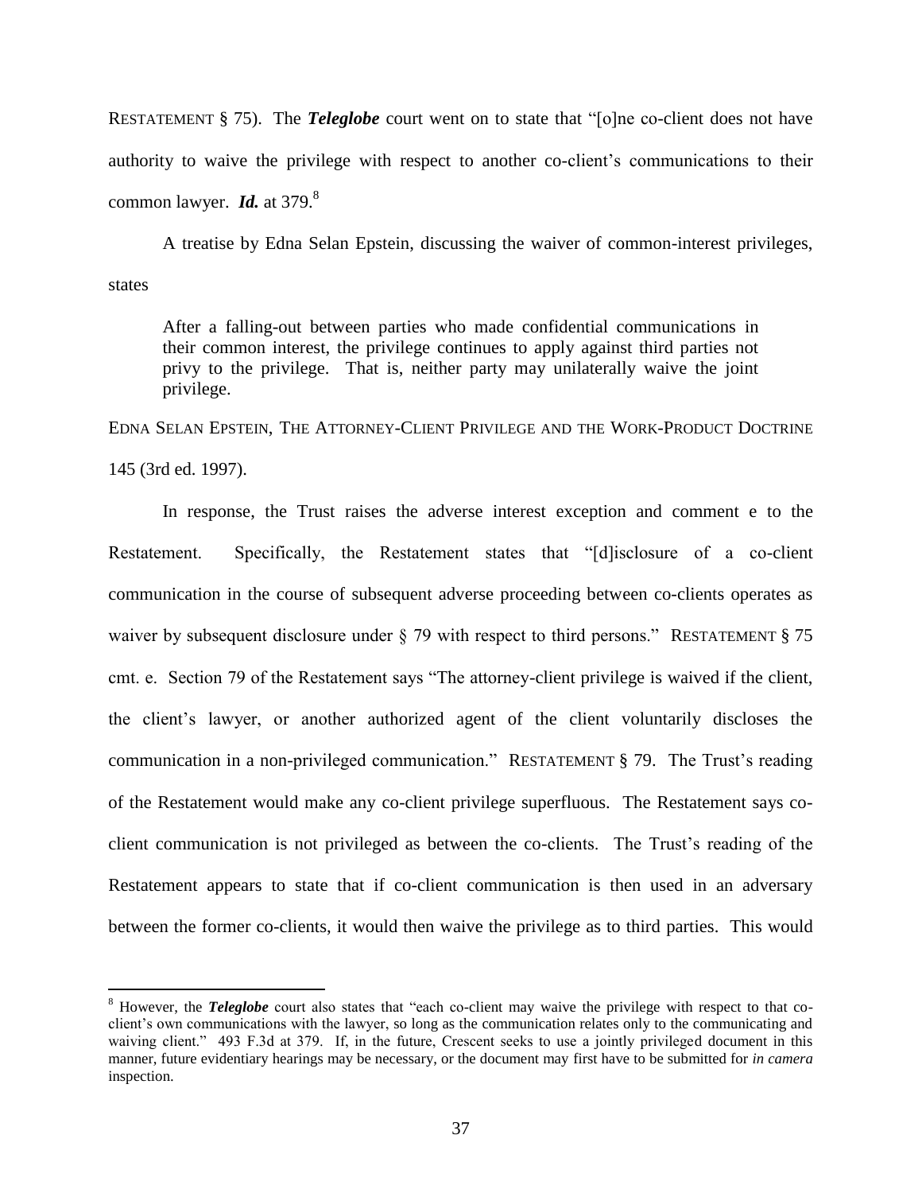RESTATEMENT § 75). The ***Teleglobe*** court went on to state that "[o]ne co-client does not have authority to waive the privilege with respect to another co-client's communications to their common lawyer. ***Id.*** at 379.[8]

A treatise by Edna Selan Epstein, discussing the waiver of common-interest privileges, states

> After a falling-out between parties who made confidential communications in their common interest, the privilege continues to apply against third parties not privy to the privilege. That is, neither party may unilaterally waive the joint privilege.

EDNA SELAN EPSTEIN, THE ATTORNEY-CLIENT PRIVILEGE AND THE WORK-PRODUCT DOCTRINE 145 (3rd ed. 1997).

In response, the Trust raises the adverse interest exception and comment e to the Restatement. Specifically, the Restatement states that "[d]isclosure of a co-client communication in the course of subsequent adverse proceeding between co-clients operates as waiver by subsequent disclosure under § 79 with respect to third persons." RESTATEMENT § 75 cmt. e. Section 79 of the Restatement says "The attorney-client privilege is waived if the client, the client's lawyer, or another authorized agent of the client voluntarily discloses the communication in a non-privileged communication." RESTATEMENT § 79. The Trust's reading of the Restatement would make any co-client privilege superfluous. The Restatement says co-client communication is not privileged as between the co-clients. The Trust's reading of the Restatement appears to state that if co-client communication is then used in an adversary between the former co-clients, it would then waive the privilege as to third parties. This would

---

[8] However, the ***Teleglobe*** court also states that "each co-client may waive the privilege with respect to that co-client's own communications with the lawyer, so long as the communication relates only to the communicating and waiving client." 493 F.3d at 379. If, in the future, Crescent seeks to use a jointly privileged document in this manner, future evidentiary hearings may be necessary, or the document may first have to be submitted for *in camera* inspection.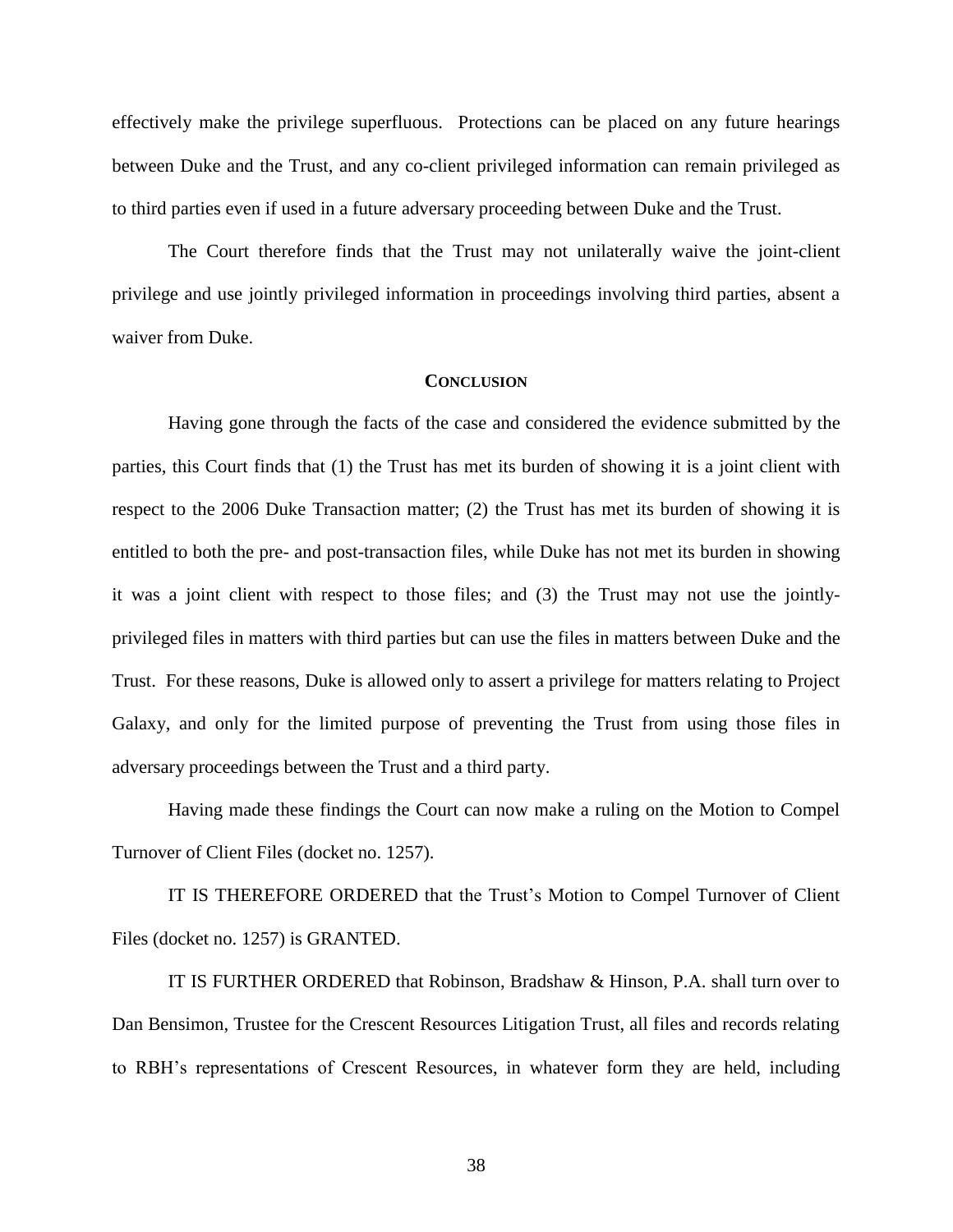effectively make the privilege superfluous. Protections can be placed on any future hearings between Duke and the Trust, and any co-client privileged information can remain privileged as to third parties even if used in a future adversary proceeding between Duke and the Trust.

The Court therefore finds that the Trust may not unilaterally waive the joint-client privilege and use jointly privileged information in proceedings involving third parties, absent a waiver from Duke.

## CONCLUSION

Having gone through the facts of the case and considered the evidence submitted by the parties, this Court finds that (1) the Trust has met its burden of showing it is a joint client with respect to the 2006 Duke Transaction matter; (2) the Trust has met its burden of showing it is entitled to both the pre- and post-transaction files, while Duke has not met its burden in showing it was a joint client with respect to those files; and (3) the Trust may not use the jointly-privileged files in matters with third parties but can use the files in matters between Duke and the Trust. For these reasons, Duke is allowed only to assert a privilege for matters relating to Project Galaxy, and only for the limited purpose of preventing the Trust from using those files in adversary proceedings between the Trust and a third party.

Having made these findings the Court can now make a ruling on the Motion to Compel Turnover of Client Files (docket no. 1257).

IT IS THEREFORE ORDERED that the Trust's Motion to Compel Turnover of Client Files (docket no. 1257) is GRANTED.

IT IS FURTHER ORDERED that Robinson, Bradshaw & Hinson, P.A. shall turn over to Dan Bensimon, Trustee for the Crescent Resources Litigation Trust, all files and records relating to RBH's representations of Crescent Resources, in whatever form they are held, including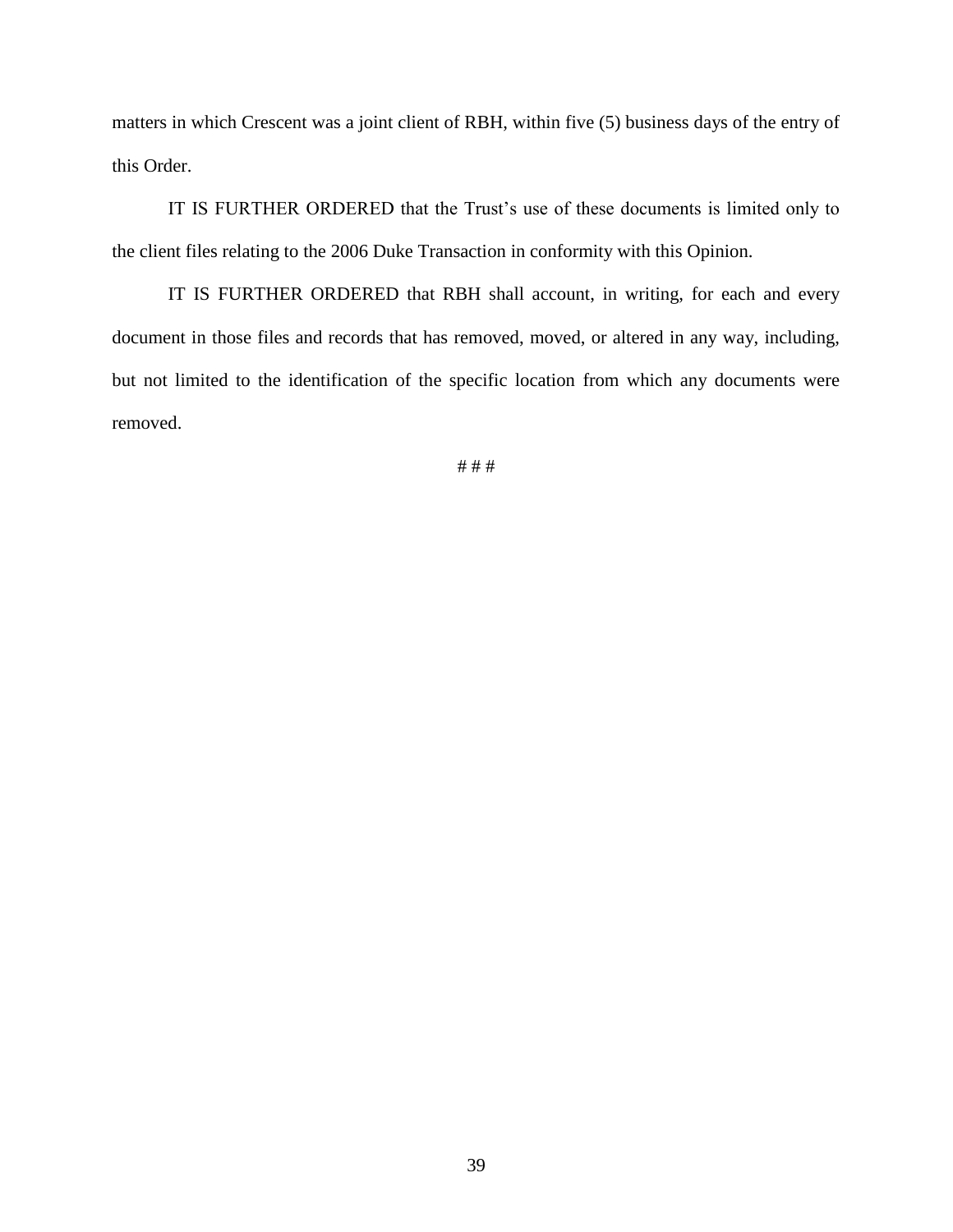matters in which Crescent was a joint client of RBH, within five (5) business days of the entry of this Order.

IT IS FURTHER ORDERED that the Trust's use of these documents is limited only to the client files relating to the 2006 Duke Transaction in conformity with this Opinion.

IT IS FURTHER ORDERED that RBH shall account, in writing, for each and every document in those files and records that has removed, moved, or altered in any way, including, but not limited to the identification of the specific location from which any documents were removed.

# # #